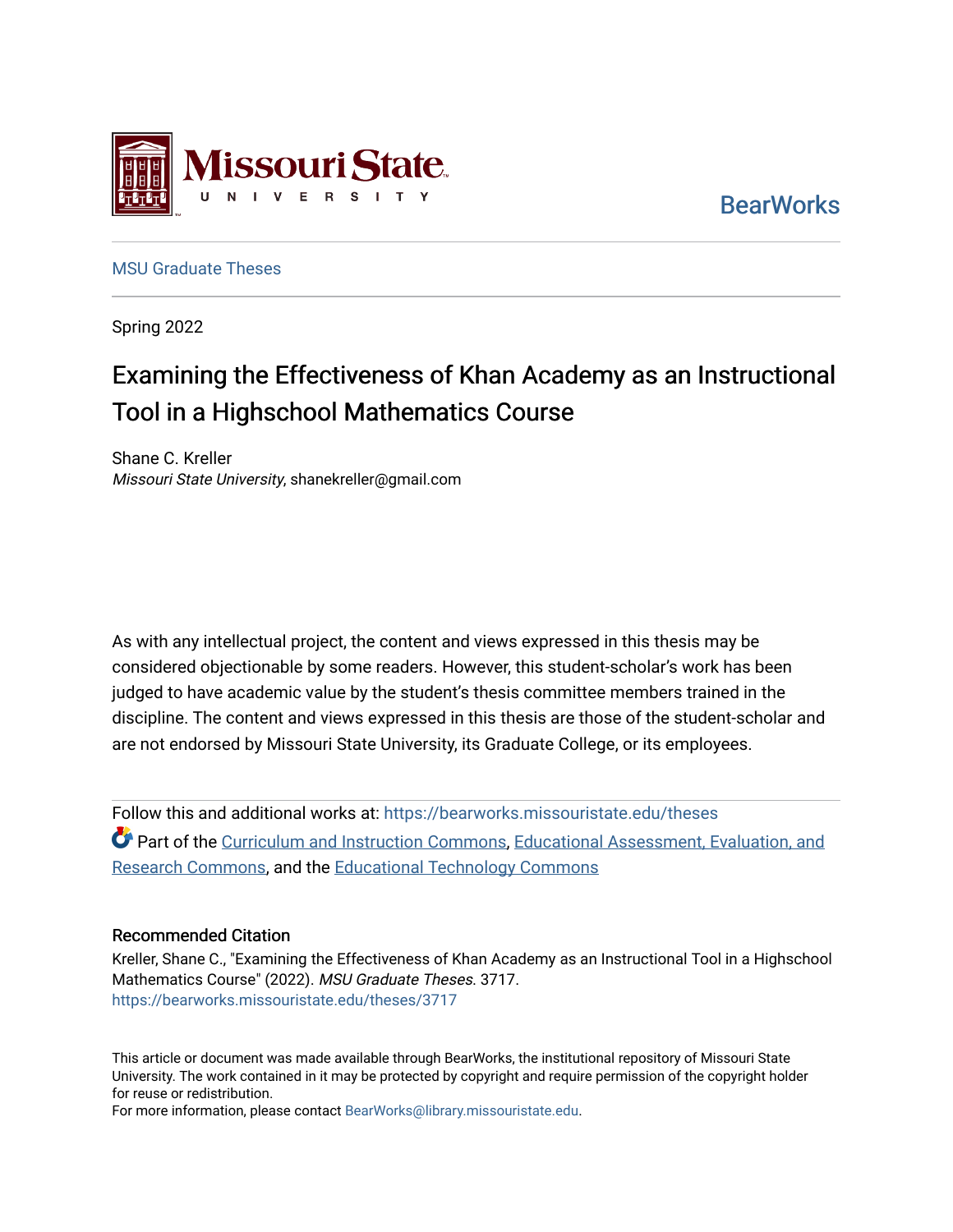Missouri State University

BearWorks

MSU Graduate Theses

Spring 2022

# Examining the Effectiveness of Khan Academy as an Instructional Tool in a Highschool Mathematics Course

Shane C. Kreller
*Missouri State University*, shanekreller@gmail.com

As with any intellectual project, the content and views expressed in this thesis may be considered objectionable by some readers. However, this student-scholar's work has been judged to have academic value by the student's thesis committee members trained in the discipline. The content and views expressed in this thesis are those of the student-scholar and are not endorsed by Missouri State University, its Graduate College, or its employees.

Follow this and additional works at: https://bearworks.missouristate.edu/theses

Part of the Curriculum and Instruction Commons, Educational Assessment, Evaluation, and Research Commons, and the Educational Technology Commons

### Recommended Citation

Kreller, Shane C., "Examining the Effectiveness of Khan Academy as an Instructional Tool in a Highschool Mathematics Course" (2022). *MSU Graduate Theses*. 3717.
https://bearworks.missouristate.edu/theses/3717

This article or document was made available through BearWorks, the institutional repository of Missouri State University. The work contained in it may be protected by copyright and require permission of the copyright holder for reuse or redistribution.
For more information, please contact BearWorks@library.missouristate.edu.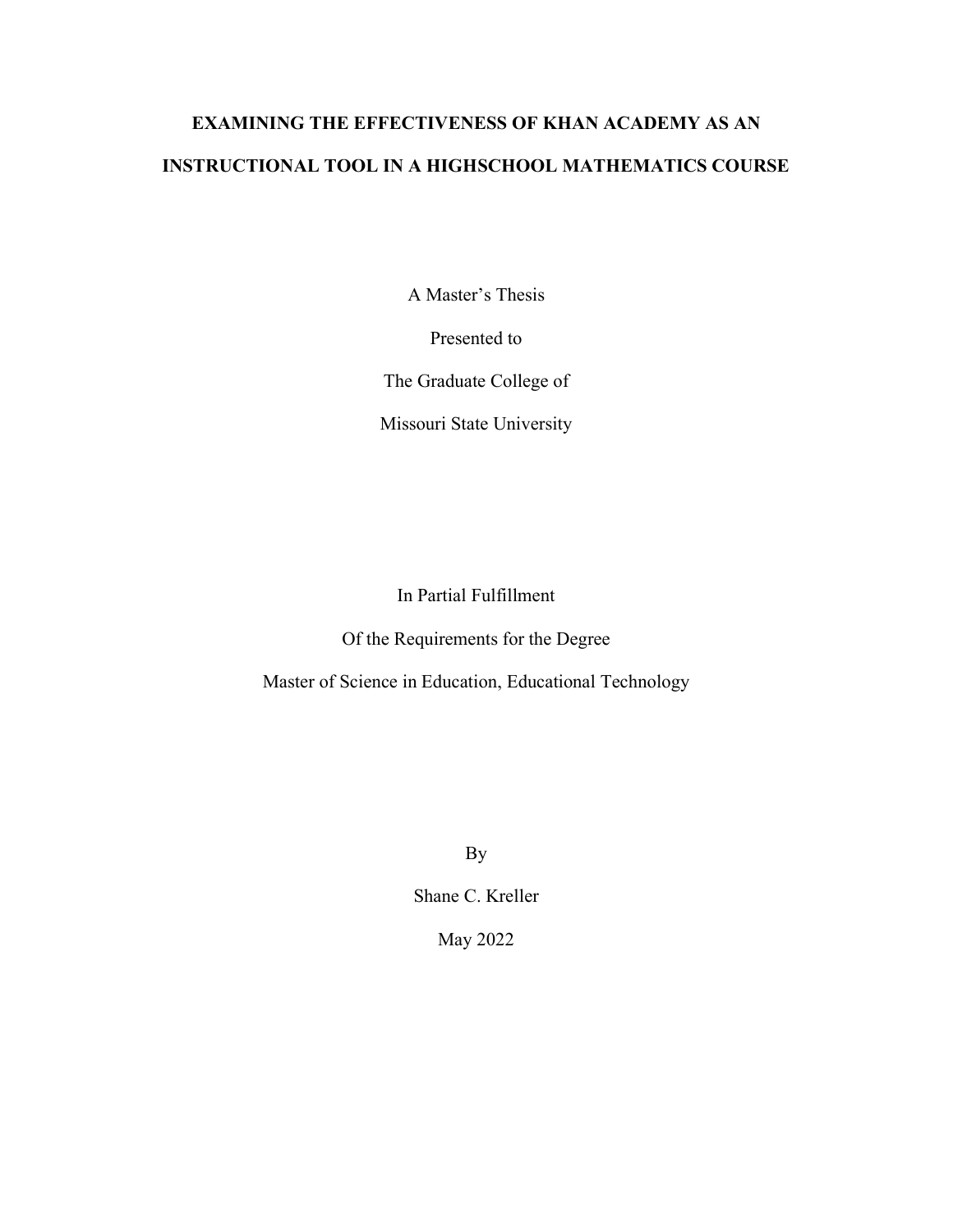**EXAMINING THE EFFECTIVENESS OF KHAN ACADEMY AS AN INSTRUCTIONAL TOOL IN A HIGHSCHOOL MATHEMATICS COURSE**

A Master's Thesis

Presented to

The Graduate College of

Missouri State University

In Partial Fulfillment

Of the Requirements for the Degree

Master of Science in Education, Educational Technology

By

Shane C. Kreller

May 2022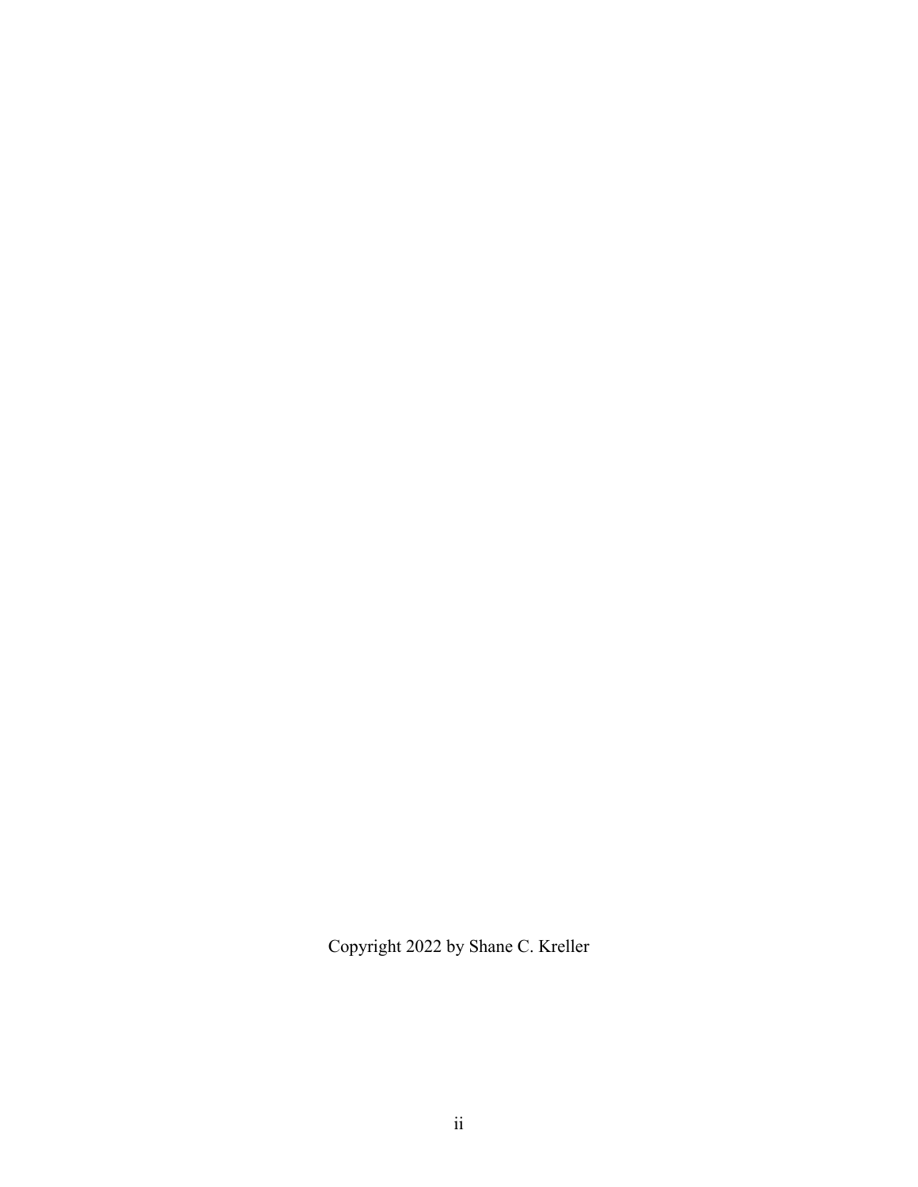Copyright 2022 by Shane C. Kreller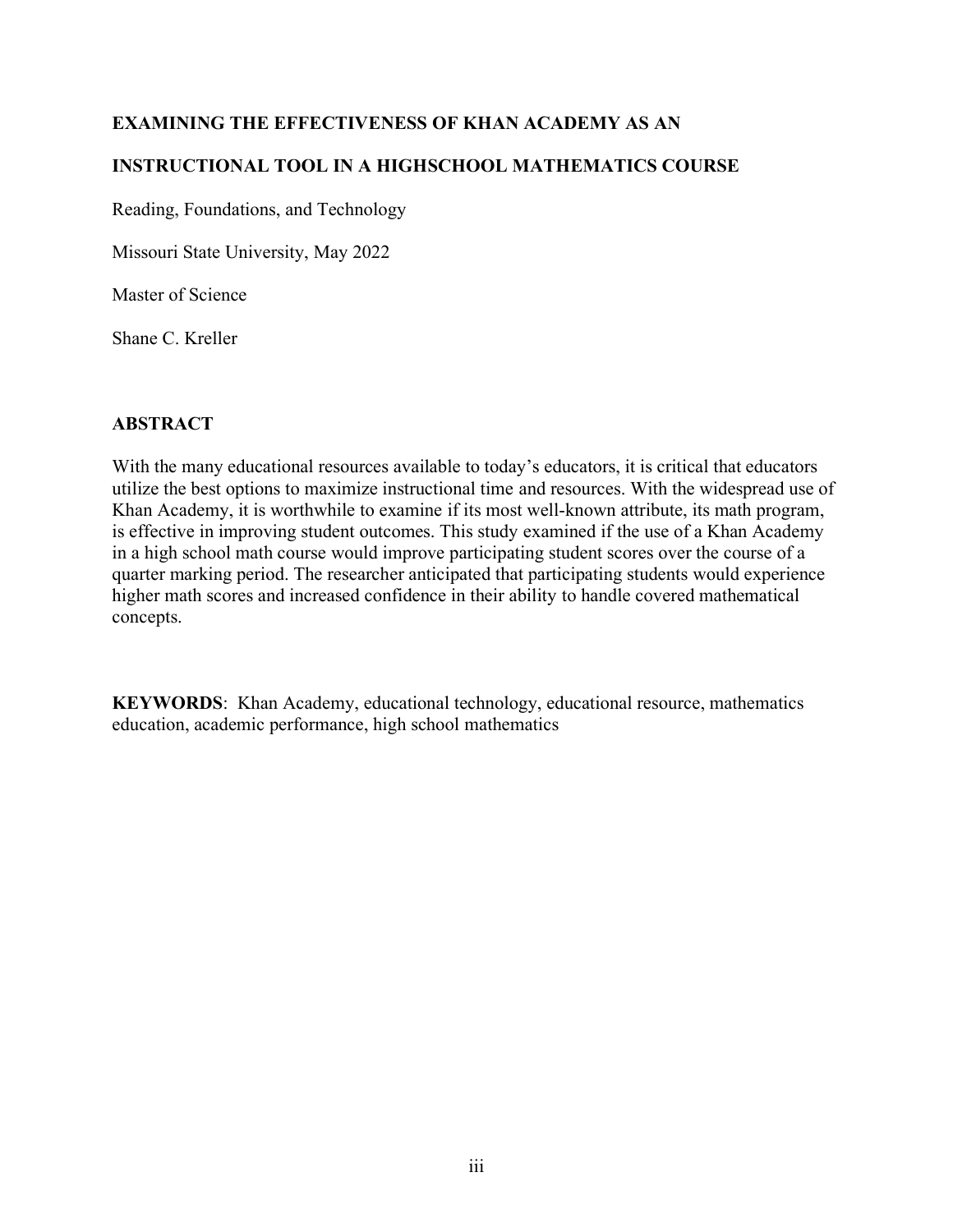**EXAMINING THE EFFECTIVENESS OF KHAN ACADEMY AS AN**

**INSTRUCTIONAL TOOL IN A HIGHSCHOOL MATHEMATICS COURSE**

Reading, Foundations, and Technology

Missouri State University, May 2022

Master of Science

Shane C. Kreller

## ABSTRACT

With the many educational resources available to today's educators, it is critical that educators utilize the best options to maximize instructional time and resources. With the widespread use of Khan Academy, it is worthwhile to examine if its most well-known attribute, its math program, is effective in improving student outcomes. This study examined if the use of a Khan Academy in a high school math course would improve participating student scores over the course of a quarter marking period. The researcher anticipated that participating students would experience higher math scores and increased confidence in their ability to handle covered mathematical concepts.

**KEYWORDS**: Khan Academy, educational technology, educational resource, mathematics education, academic performance, high school mathematics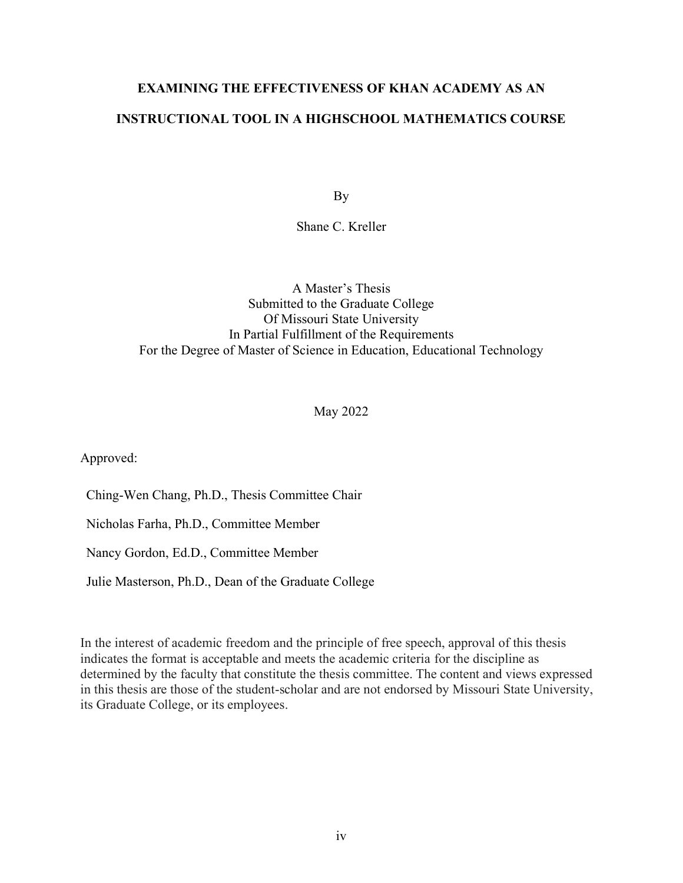# EXAMINING THE EFFECTIVENESS OF KHAN ACADEMY AS AN INSTRUCTIONAL TOOL IN A HIGHSCHOOL MATHEMATICS COURSE

By

Shane C. Kreller

A Master's Thesis
Submitted to the Graduate College
Of Missouri State University
In Partial Fulfillment of the Requirements
For the Degree of Master of Science in Education, Educational Technology

May 2022

Approved:

Ching-Wen Chang, Ph.D., Thesis Committee Chair

Nicholas Farha, Ph.D., Committee Member

Nancy Gordon, Ed.D., Committee Member

Julie Masterson, Ph.D., Dean of the Graduate College

In the interest of academic freedom and the principle of free speech, approval of this thesis indicates the format is acceptable and meets the academic criteria for the discipline as determined by the faculty that constitute the thesis committee. The content and views expressed in this thesis are those of the student-scholar and are not endorsed by Missouri State University, its Graduate College, or its employees.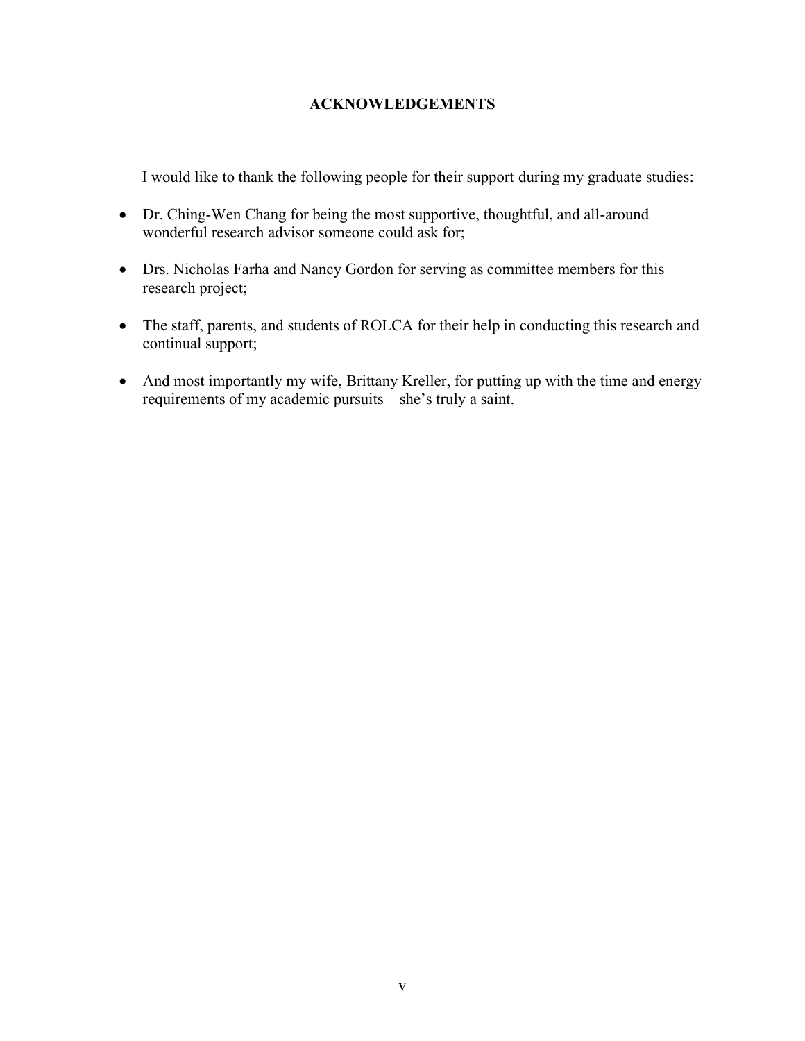# ACKNOWLEDGEMENTS

I would like to thank the following people for their support during my graduate studies:

- Dr. Ching-Wen Chang for being the most supportive, thoughtful, and all-around wonderful research advisor someone could ask for;
- Drs. Nicholas Farha and Nancy Gordon for serving as committee members for this research project;
- The staff, parents, and students of ROLCA for their help in conducting this research and continual support;
- And most importantly my wife, Brittany Kreller, for putting up with the time and energy requirements of my academic pursuits – she's truly a saint.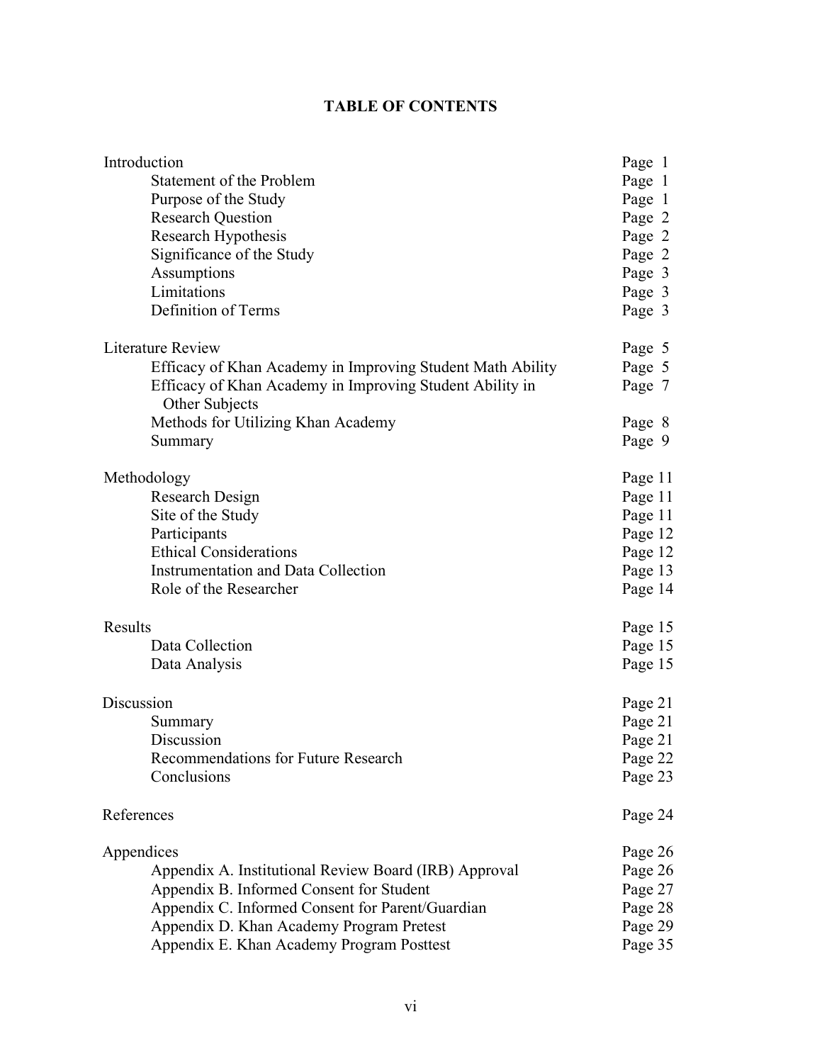# TABLE OF CONTENTS

| | |
|---|---|
| Introduction | Page 1 |
| Statement of the Problem | Page 1 |
| Purpose of the Study | Page 1 |
| Research Question | Page 2 |
| Research Hypothesis | Page 2 |
| Significance of the Study | Page 2 |
| Assumptions | Page 3 |
| Limitations | Page 3 |
| Definition of Terms | Page 3 |
| Literature Review | Page 5 |
| Efficacy of Khan Academy in Improving Student Math Ability | Page 5 |
| Efficacy of Khan Academy in Improving Student Ability in Other Subjects | Page 7 |
| Methods for Utilizing Khan Academy | Page 8 |
| Summary | Page 9 |
| Methodology | Page 11 |
| Research Design | Page 11 |
| Site of the Study | Page 11 |
| Participants | Page 12 |
| Ethical Considerations | Page 12 |
| Instrumentation and Data Collection | Page 13 |
| Role of the Researcher | Page 14 |
| Results | Page 15 |
| Data Collection | Page 15 |
| Data Analysis | Page 15 |
| Discussion | Page 21 |
| Summary | Page 21 |
| Discussion | Page 21 |
| Recommendations for Future Research | Page 22 |
| Conclusions | Page 23 |
| References | Page 24 |
| Appendices | Page 26 |
| Appendix A. Institutional Review Board (IRB) Approval | Page 26 |
| Appendix B. Informed Consent for Student | Page 27 |
| Appendix C. Informed Consent for Parent/Guardian | Page 28 |
| Appendix D. Khan Academy Program Pretest | Page 29 |
| Appendix E. Khan Academy Program Posttest | Page 35 |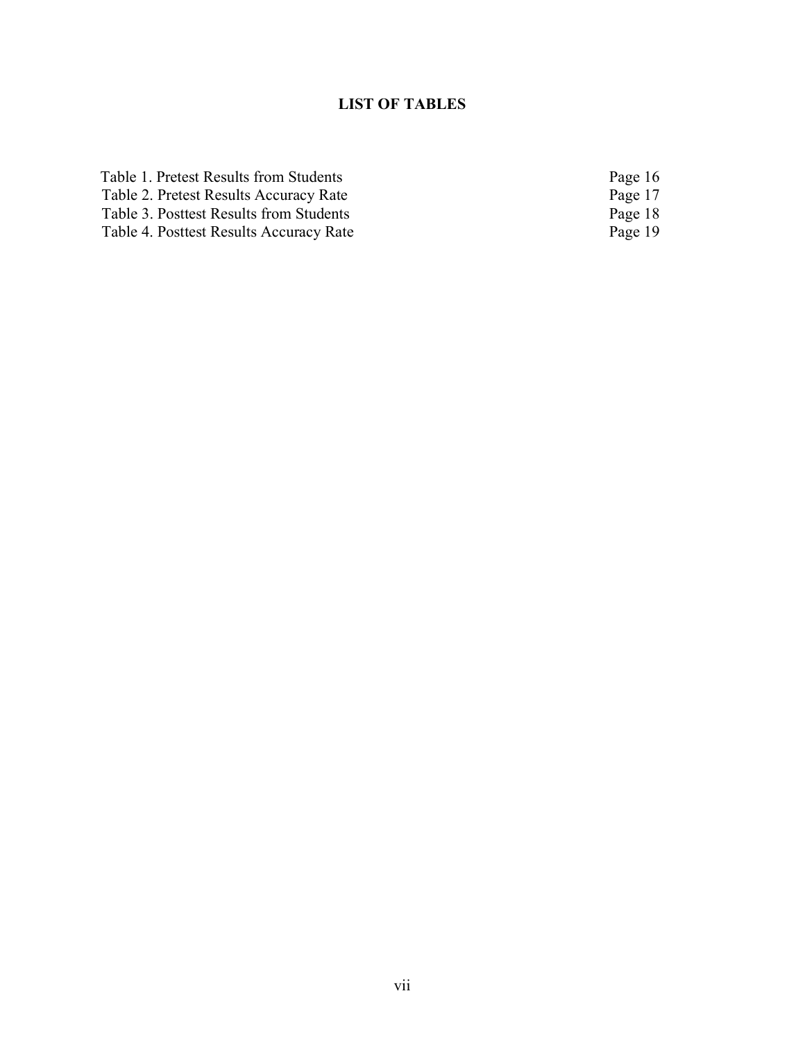# LIST OF TABLES

| | |
|---|---|
| Table 1. Pretest Results from Students | Page 16 |
| Table 2. Pretest Results Accuracy Rate | Page 17 |
| Table 3. Posttest Results from Students | Page 18 |
| Table 4. Posttest Results Accuracy Rate | Page 19 |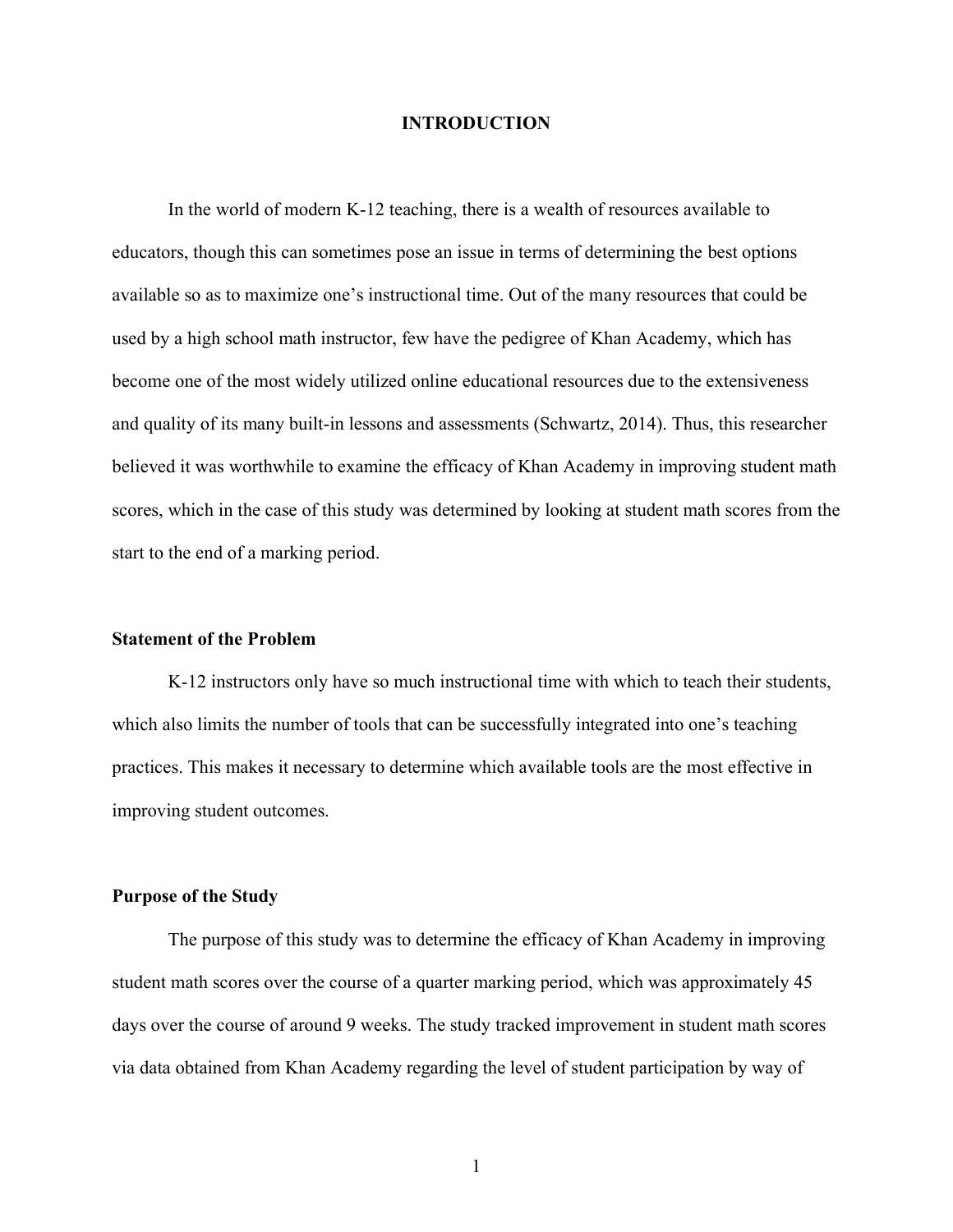# INTRODUCTION

In the world of modern K-12 teaching, there is a wealth of resources available to educators, though this can sometimes pose an issue in terms of determining the best options available so as to maximize one's instructional time. Out of the many resources that could be used by a high school math instructor, few have the pedigree of Khan Academy, which has become one of the most widely utilized online educational resources due to the extensiveness and quality of its many built-in lessons and assessments (Schwartz, 2014). Thus, this researcher believed it was worthwhile to examine the efficacy of Khan Academy in improving student math scores, which in the case of this study was determined by looking at student math scores from the start to the end of a marking period.

## Statement of the Problem

K-12 instructors only have so much instructional time with which to teach their students, which also limits the number of tools that can be successfully integrated into one's teaching practices. This makes it necessary to determine which available tools are the most effective in improving student outcomes.

## Purpose of the Study

The purpose of this study was to determine the efficacy of Khan Academy in improving student math scores over the course of a quarter marking period, which was approximately 45 days over the course of around 9 weeks. The study tracked improvement in student math scores via data obtained from Khan Academy regarding the level of student participation by way of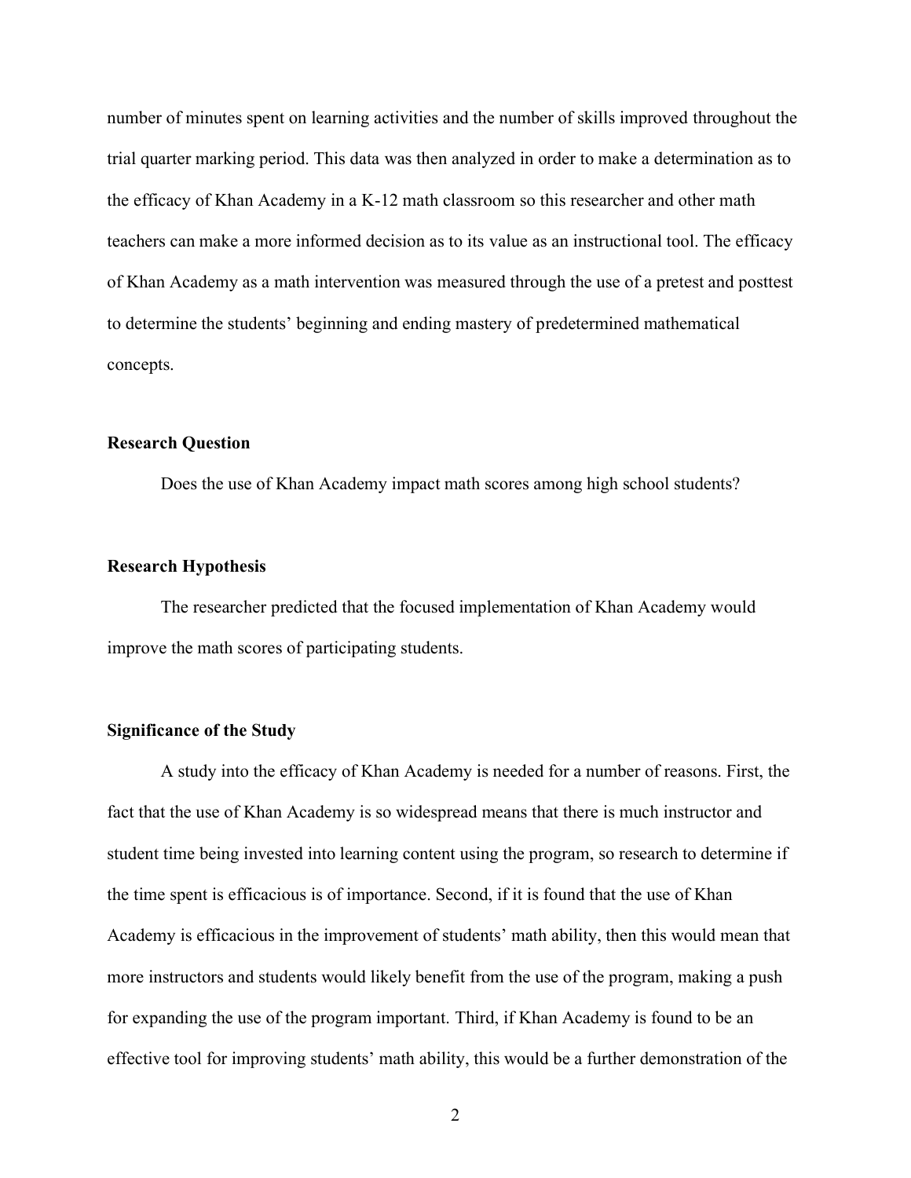number of minutes spent on learning activities and the number of skills improved throughout the trial quarter marking period. This data was then analyzed in order to make a determination as to the efficacy of Khan Academy in a K-12 math classroom so this researcher and other math teachers can make a more informed decision as to its value as an instructional tool. The efficacy of Khan Academy as a math intervention was measured through the use of a pretest and posttest to determine the students' beginning and ending mastery of predetermined mathematical concepts.

## Research Question

Does the use of Khan Academy impact math scores among high school students?

## Research Hypothesis

The researcher predicted that the focused implementation of Khan Academy would improve the math scores of participating students.

## Significance of the Study

A study into the efficacy of Khan Academy is needed for a number of reasons. First, the fact that the use of Khan Academy is so widespread means that there is much instructor and student time being invested into learning content using the program, so research to determine if the time spent is efficacious is of importance. Second, if it is found that the use of Khan Academy is efficacious in the improvement of students' math ability, then this would mean that more instructors and students would likely benefit from the use of the program, making a push for expanding the use of the program important. Third, if Khan Academy is found to be an effective tool for improving students' math ability, this would be a further demonstration of the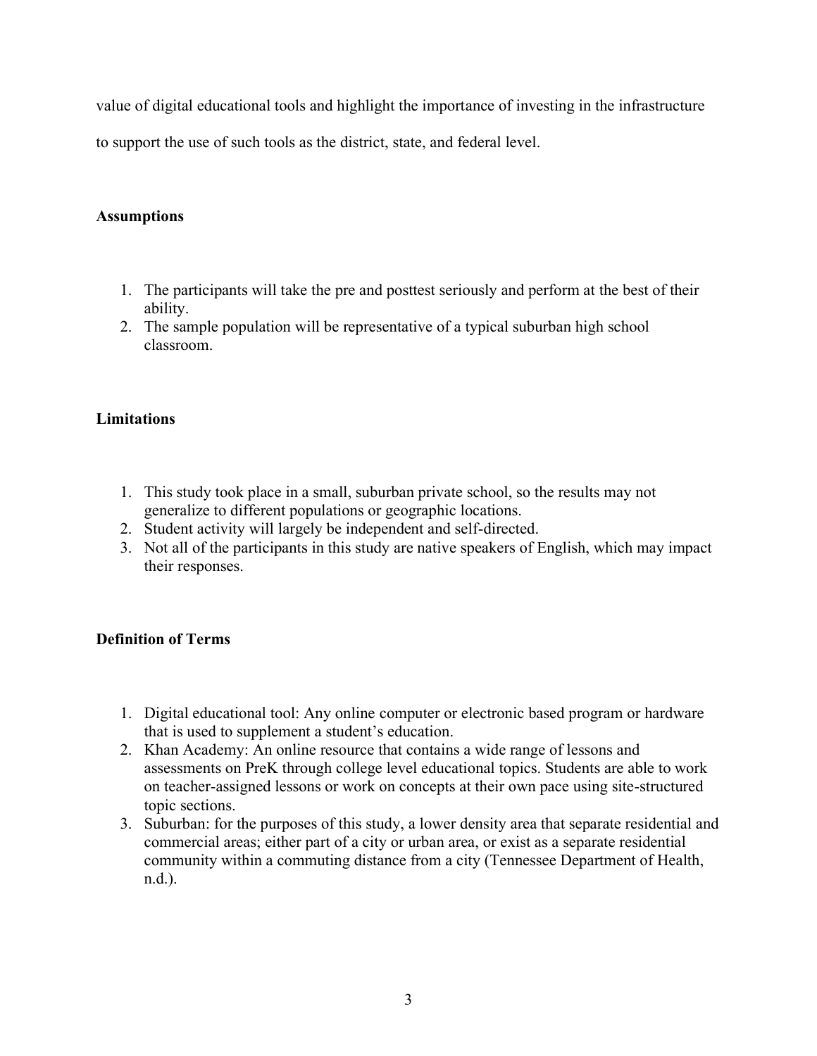value of digital educational tools and highlight the importance of investing in the infrastructure to support the use of such tools as the district, state, and federal level.

## Assumptions

1. The participants will take the pre and posttest seriously and perform at the best of their ability.
2. The sample population will be representative of a typical suburban high school classroom.

## Limitations

1. This study took place in a small, suburban private school, so the results may not generalize to different populations or geographic locations.
2. Student activity will largely be independent and self-directed.
3. Not all of the participants in this study are native speakers of English, which may impact their responses.

## Definition of Terms

1. Digital educational tool: Any online computer or electronic based program or hardware that is used to supplement a student's education.
2. Khan Academy: An online resource that contains a wide range of lessons and assessments on PreK through college level educational topics. Students are able to work on teacher-assigned lessons or work on concepts at their own pace using site-structured topic sections.
3. Suburban: for the purposes of this study, a lower density area that separate residential and commercial areas; either part of a city or urban area, or exist as a separate residential community within a commuting distance from a city (Tennessee Department of Health, n.d.).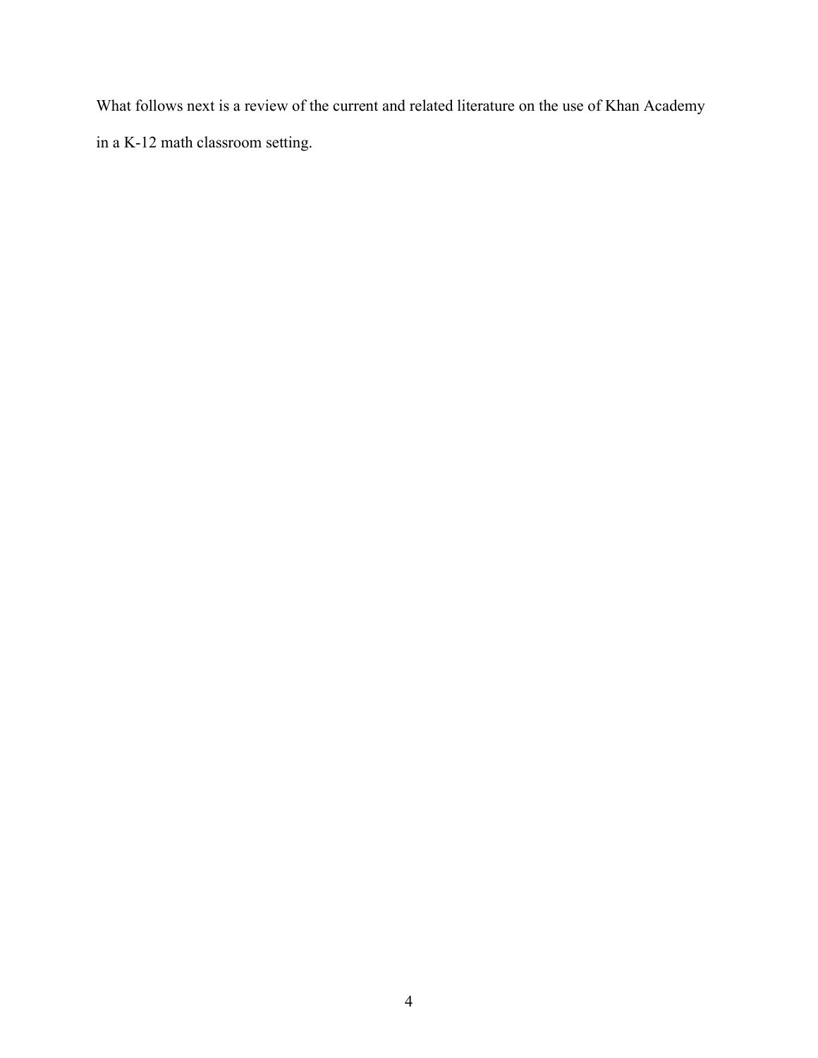What follows next is a review of the current and related literature on the use of Khan Academy in a K-12 math classroom setting.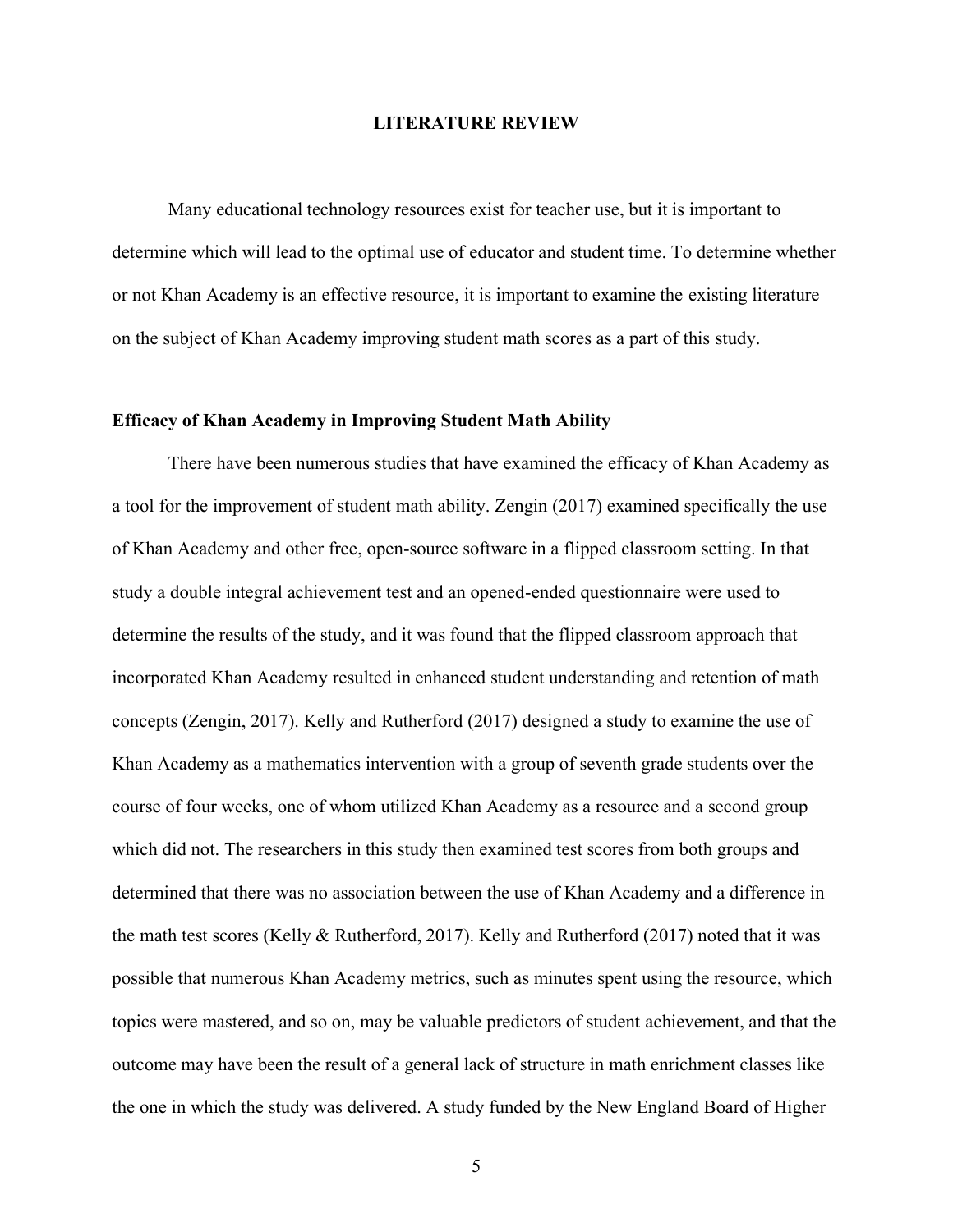# LITERATURE REVIEW

Many educational technology resources exist for teacher use, but it is important to determine which will lead to the optimal use of educator and student time. To determine whether or not Khan Academy is an effective resource, it is important to examine the existing literature on the subject of Khan Academy improving student math scores as a part of this study.

## Efficacy of Khan Academy in Improving Student Math Ability

There have been numerous studies that have examined the efficacy of Khan Academy as a tool for the improvement of student math ability. Zengin (2017) examined specifically the use of Khan Academy and other free, open-source software in a flipped classroom setting. In that study a double integral achievement test and an opened-ended questionnaire were used to determine the results of the study, and it was found that the flipped classroom approach that incorporated Khan Academy resulted in enhanced student understanding and retention of math concepts (Zengin, 2017). Kelly and Rutherford (2017) designed a study to examine the use of Khan Academy as a mathematics intervention with a group of seventh grade students over the course of four weeks, one of whom utilized Khan Academy as a resource and a second group which did not. The researchers in this study then examined test scores from both groups and determined that there was no association between the use of Khan Academy and a difference in the math test scores (Kelly & Rutherford, 2017). Kelly and Rutherford (2017) noted that it was possible that numerous Khan Academy metrics, such as minutes spent using the resource, which topics were mastered, and so on, may be valuable predictors of student achievement, and that the outcome may have been the result of a general lack of structure in math enrichment classes like the one in which the study was delivered. A study funded by the New England Board of Higher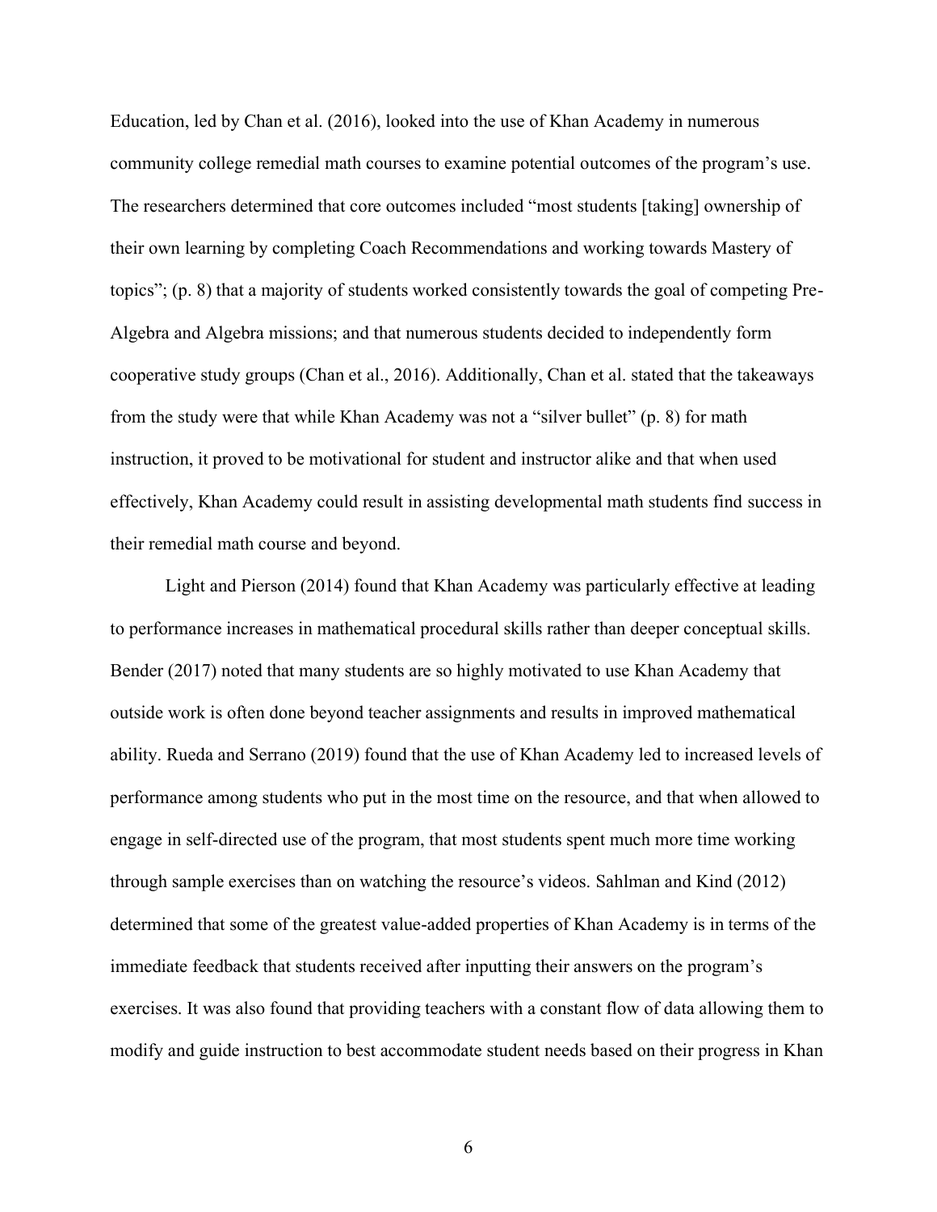Education, led by Chan et al. (2016), looked into the use of Khan Academy in numerous community college remedial math courses to examine potential outcomes of the program's use. The researchers determined that core outcomes included "most students [taking] ownership of their own learning by completing Coach Recommendations and working towards Mastery of topics"; (p. 8) that a majority of students worked consistently towards the goal of competing Pre-Algebra and Algebra missions; and that numerous students decided to independently form cooperative study groups (Chan et al., 2016). Additionally, Chan et al. stated that the takeaways from the study were that while Khan Academy was not a "silver bullet" (p. 8) for math instruction, it proved to be motivational for student and instructor alike and that when used effectively, Khan Academy could result in assisting developmental math students find success in their remedial math course and beyond.

Light and Pierson (2014) found that Khan Academy was particularly effective at leading to performance increases in mathematical procedural skills rather than deeper conceptual skills. Bender (2017) noted that many students are so highly motivated to use Khan Academy that outside work is often done beyond teacher assignments and results in improved mathematical ability. Rueda and Serrano (2019) found that the use of Khan Academy led to increased levels of performance among students who put in the most time on the resource, and that when allowed to engage in self-directed use of the program, that most students spent much more time working through sample exercises than on watching the resource's videos. Sahlman and Kind (2012) determined that some of the greatest value-added properties of Khan Academy is in terms of the immediate feedback that students received after inputting their answers on the program's exercises. It was also found that providing teachers with a constant flow of data allowing them to modify and guide instruction to best accommodate student needs based on their progress in Khan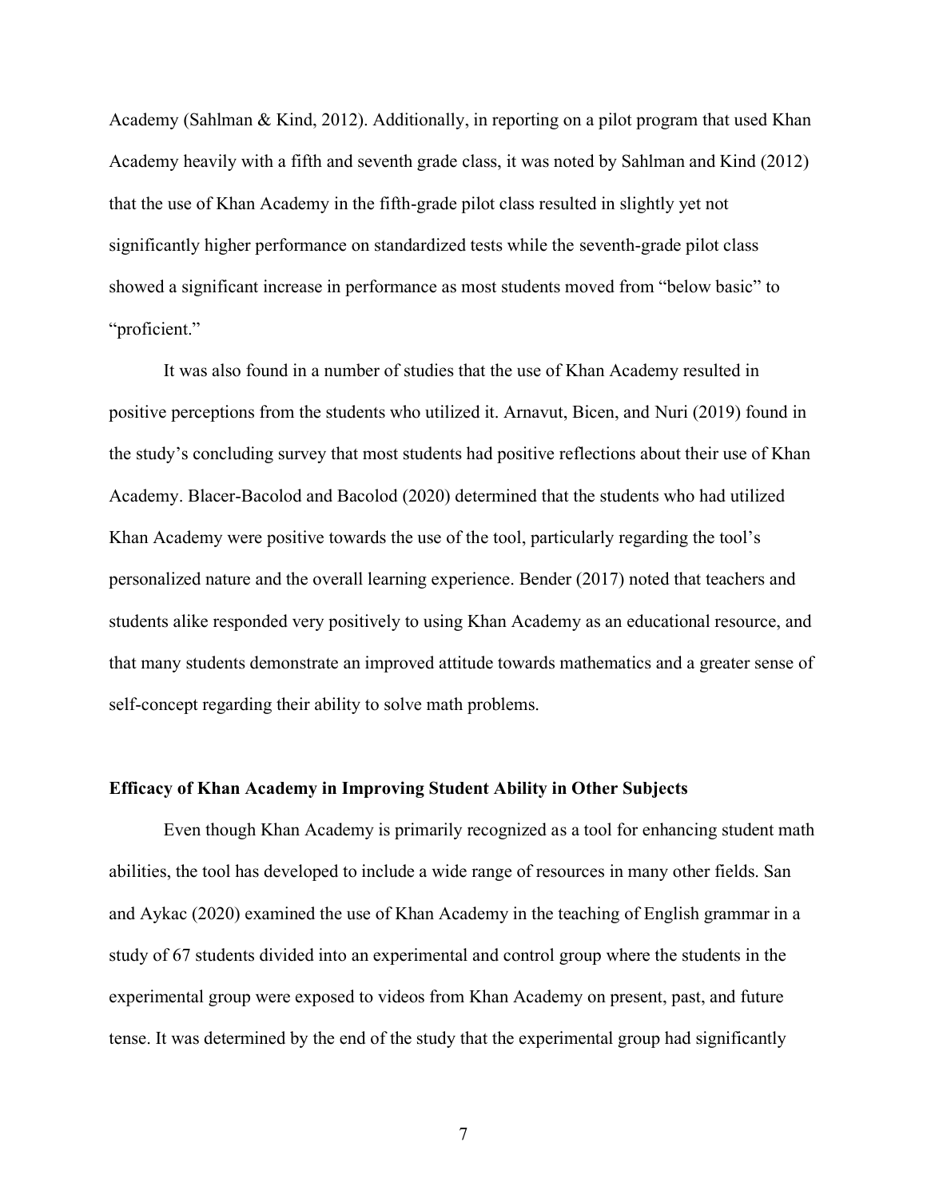Academy (Sahlman & Kind, 2012). Additionally, in reporting on a pilot program that used Khan Academy heavily with a fifth and seventh grade class, it was noted by Sahlman and Kind (2012) that the use of Khan Academy in the fifth-grade pilot class resulted in slightly yet not significantly higher performance on standardized tests while the seventh-grade pilot class showed a significant increase in performance as most students moved from "below basic" to "proficient."

It was also found in a number of studies that the use of Khan Academy resulted in positive perceptions from the students who utilized it. Arnavut, Bicen, and Nuri (2019) found in the study's concluding survey that most students had positive reflections about their use of Khan Academy. Blacer-Bacolod and Bacolod (2020) determined that the students who had utilized Khan Academy were positive towards the use of the tool, particularly regarding the tool's personalized nature and the overall learning experience. Bender (2017) noted that teachers and students alike responded very positively to using Khan Academy as an educational resource, and that many students demonstrate an improved attitude towards mathematics and a greater sense of self-concept regarding their ability to solve math problems.

### Efficacy of Khan Academy in Improving Student Ability in Other Subjects

Even though Khan Academy is primarily recognized as a tool for enhancing student math abilities, the tool has developed to include a wide range of resources in many other fields. San and Aykac (2020) examined the use of Khan Academy in the teaching of English grammar in a study of 67 students divided into an experimental and control group where the students in the experimental group were exposed to videos from Khan Academy on present, past, and future tense. It was determined by the end of the study that the experimental group had significantly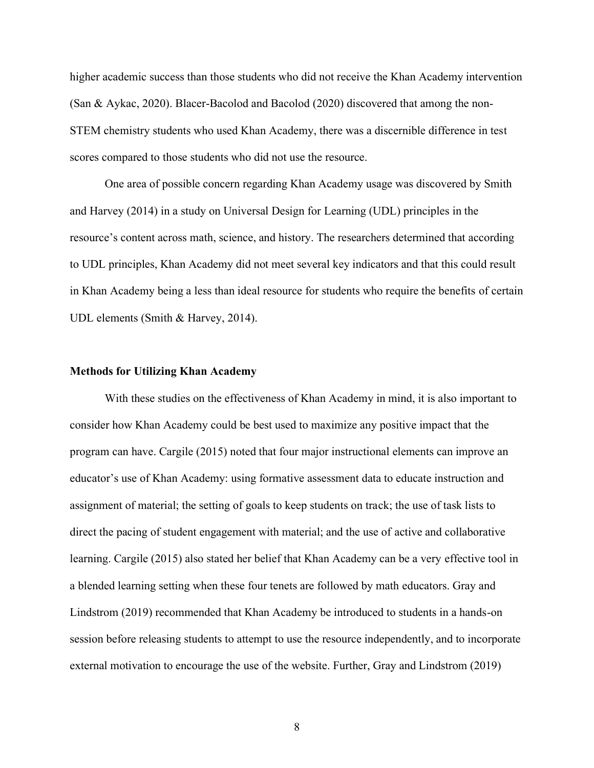higher academic success than those students who did not receive the Khan Academy intervention (San & Aykac, 2020). Blacer-Bacolod and Bacolod (2020) discovered that among the non-STEM chemistry students who used Khan Academy, there was a discernible difference in test scores compared to those students who did not use the resource.

One area of possible concern regarding Khan Academy usage was discovered by Smith and Harvey (2014) in a study on Universal Design for Learning (UDL) principles in the resource's content across math, science, and history. The researchers determined that according to UDL principles, Khan Academy did not meet several key indicators and that this could result in Khan Academy being a less than ideal resource for students who require the benefits of certain UDL elements (Smith & Harvey, 2014).

### Methods for Utilizing Khan Academy

With these studies on the effectiveness of Khan Academy in mind, it is also important to consider how Khan Academy could be best used to maximize any positive impact that the program can have. Cargile (2015) noted that four major instructional elements can improve an educator's use of Khan Academy: using formative assessment data to educate instruction and assignment of material; the setting of goals to keep students on track; the use of task lists to direct the pacing of student engagement with material; and the use of active and collaborative learning. Cargile (2015) also stated her belief that Khan Academy can be a very effective tool in a blended learning setting when these four tenets are followed by math educators. Gray and Lindstrom (2019) recommended that Khan Academy be introduced to students in a hands-on session before releasing students to attempt to use the resource independently, and to incorporate external motivation to encourage the use of the website. Further, Gray and Lindstrom (2019)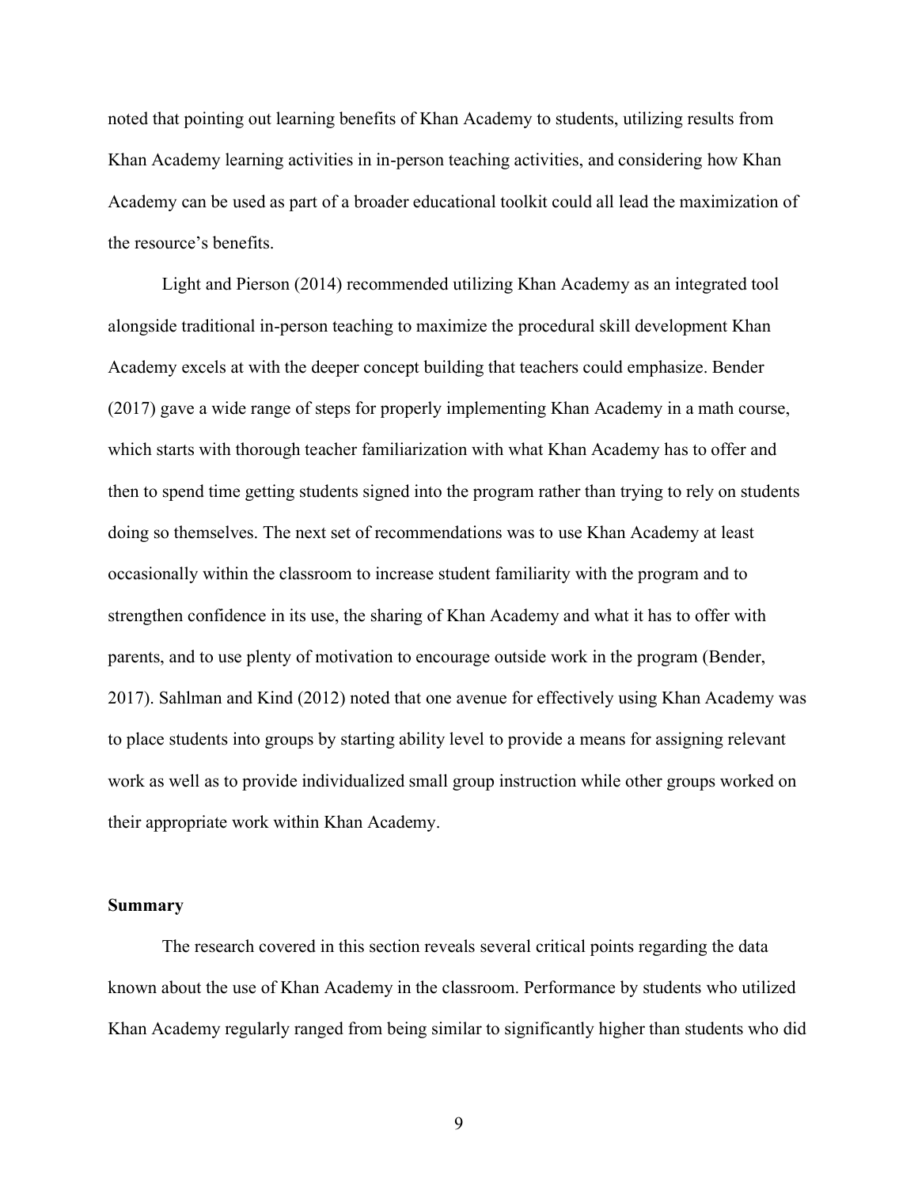noted that pointing out learning benefits of Khan Academy to students, utilizing results from Khan Academy learning activities in in-person teaching activities, and considering how Khan Academy can be used as part of a broader educational toolkit could all lead the maximization of the resource's benefits.

Light and Pierson (2014) recommended utilizing Khan Academy as an integrated tool alongside traditional in-person teaching to maximize the procedural skill development Khan Academy excels at with the deeper concept building that teachers could emphasize. Bender (2017) gave a wide range of steps for properly implementing Khan Academy in a math course, which starts with thorough teacher familiarization with what Khan Academy has to offer and then to spend time getting students signed into the program rather than trying to rely on students doing so themselves. The next set of recommendations was to use Khan Academy at least occasionally within the classroom to increase student familiarity with the program and to strengthen confidence in its use, the sharing of Khan Academy and what it has to offer with parents, and to use plenty of motivation to encourage outside work in the program (Bender, 2017). Sahlman and Kind (2012) noted that one avenue for effectively using Khan Academy was to place students into groups by starting ability level to provide a means for assigning relevant work as well as to provide individualized small group instruction while other groups worked on their appropriate work within Khan Academy.

## Summary

The research covered in this section reveals several critical points regarding the data known about the use of Khan Academy in the classroom. Performance by students who utilized Khan Academy regularly ranged from being similar to significantly higher than students who did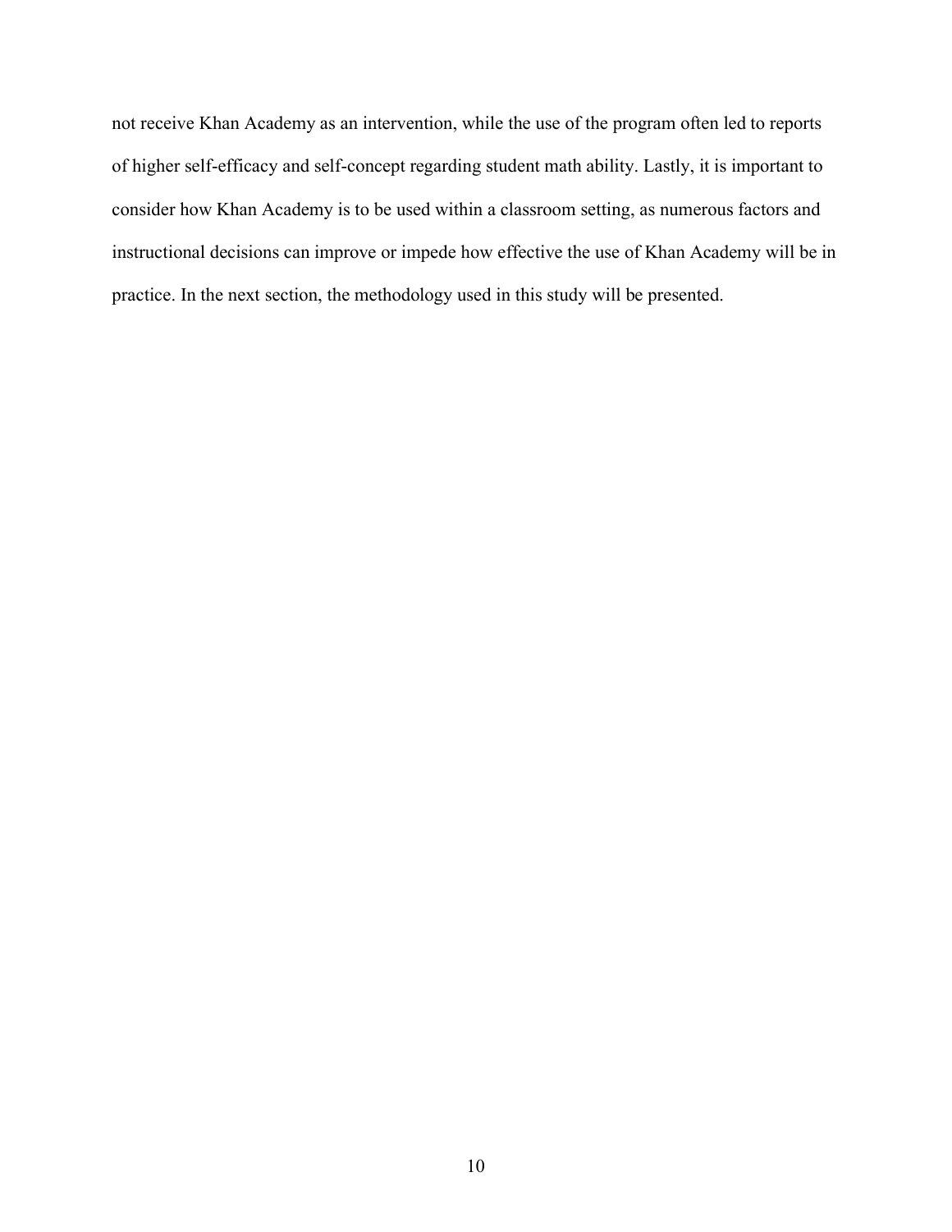not receive Khan Academy as an intervention, while the use of the program often led to reports of higher self-efficacy and self-concept regarding student math ability. Lastly, it is important to consider how Khan Academy is to be used within a classroom setting, as numerous factors and instructional decisions can improve or impede how effective the use of Khan Academy will be in practice. In the next section, the methodology used in this study will be presented.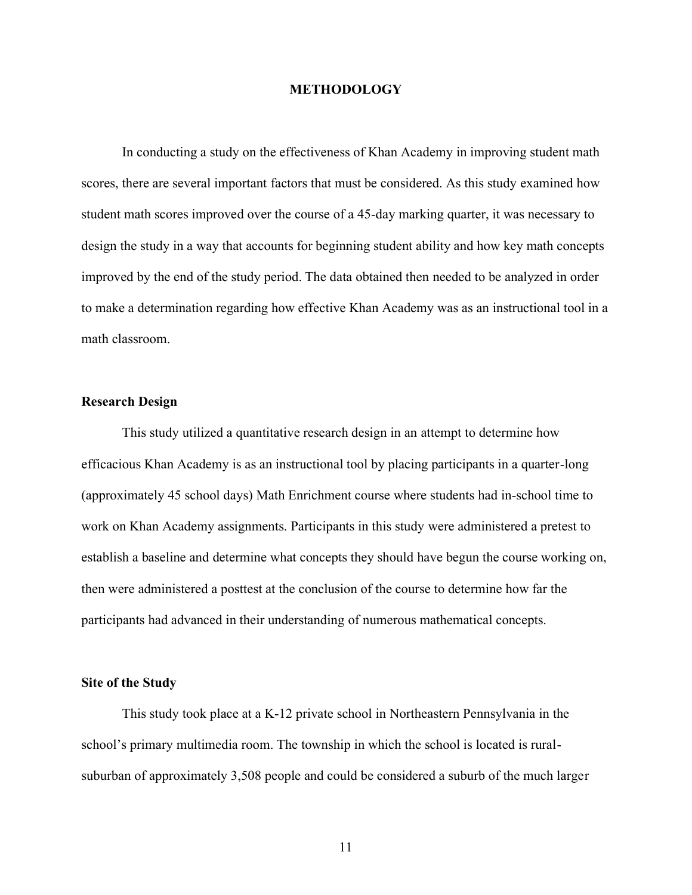# METHODOLOGY

In conducting a study on the effectiveness of Khan Academy in improving student math scores, there are several important factors that must be considered. As this study examined how student math scores improved over the course of a 45-day marking quarter, it was necessary to design the study in a way that accounts for beginning student ability and how key math concepts improved by the end of the study period. The data obtained then needed to be analyzed in order to make a determination regarding how effective Khan Academy was as an instructional tool in a math classroom.

## Research Design

This study utilized a quantitative research design in an attempt to determine how efficacious Khan Academy is as an instructional tool by placing participants in a quarter-long (approximately 45 school days) Math Enrichment course where students had in-school time to work on Khan Academy assignments. Participants in this study were administered a pretest to establish a baseline and determine what concepts they should have begun the course working on, then were administered a posttest at the conclusion of the course to determine how far the participants had advanced in their understanding of numerous mathematical concepts.

## Site of the Study

This study took place at a K-12 private school in Northeastern Pennsylvania in the school's primary multimedia room. The township in which the school is located is rural-suburban of approximately 3,508 people and could be considered a suburb of the much larger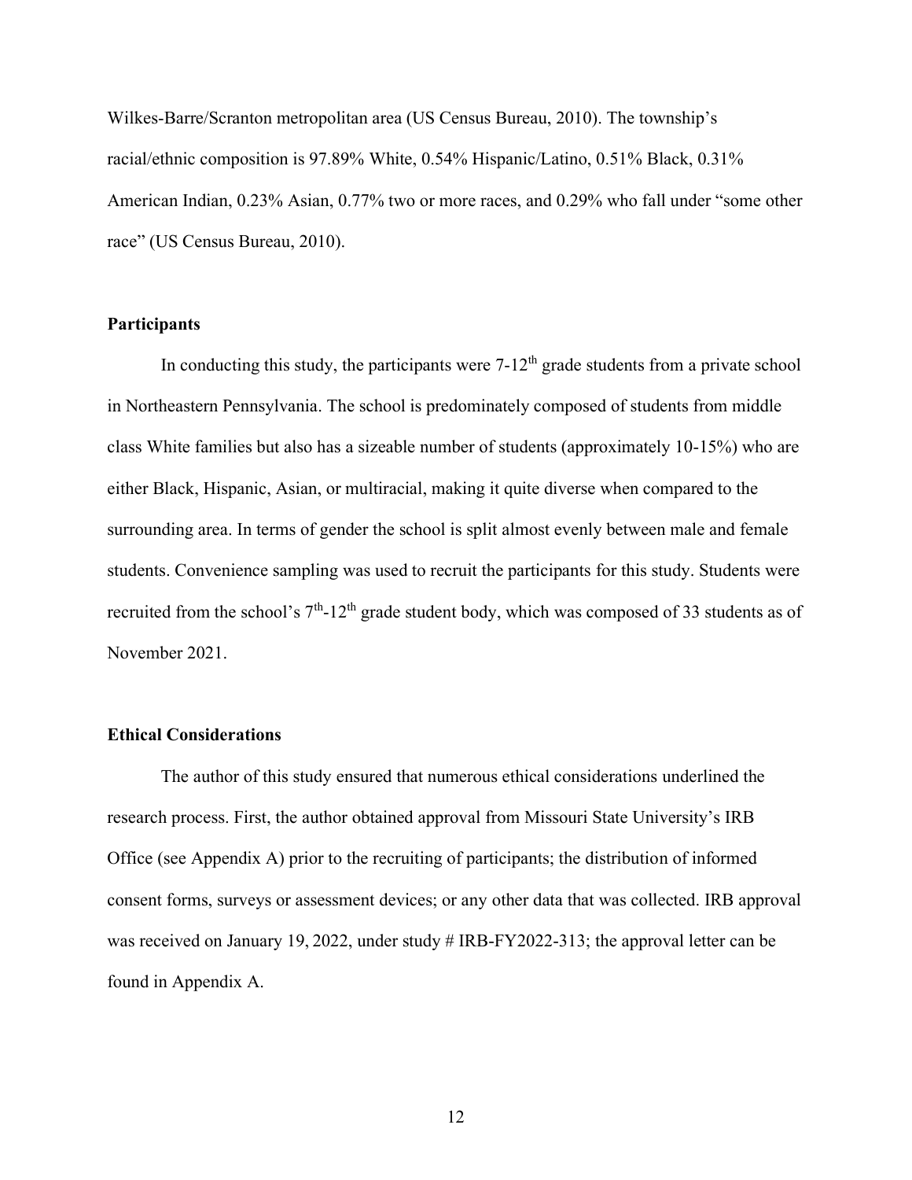Wilkes-Barre/Scranton metropolitan area (US Census Bureau, 2010). The township's racial/ethnic composition is 97.89% White, 0.54% Hispanic/Latino, 0.51% Black, 0.31% American Indian, 0.23% Asian, 0.77% two or more races, and 0.29% who fall under "some other race" (US Census Bureau, 2010).

**Participants**

In conducting this study, the participants were 7-12th grade students from a private school in Northeastern Pennsylvania. The school is predominately composed of students from middle class White families but also has a sizeable number of students (approximately 10-15%) who are either Black, Hispanic, Asian, or multiracial, making it quite diverse when compared to the surrounding area. In terms of gender the school is split almost evenly between male and female students. Convenience sampling was used to recruit the participants for this study. Students were recruited from the school's 7th-12th grade student body, which was composed of 33 students as of November 2021.

**Ethical Considerations**

The author of this study ensured that numerous ethical considerations underlined the research process. First, the author obtained approval from Missouri State University's IRB Office (see Appendix A) prior to the recruiting of participants; the distribution of informed consent forms, surveys or assessment devices; or any other data that was collected. IRB approval was received on January 19, 2022, under study # IRB-FY2022-313; the approval letter can be found in Appendix A.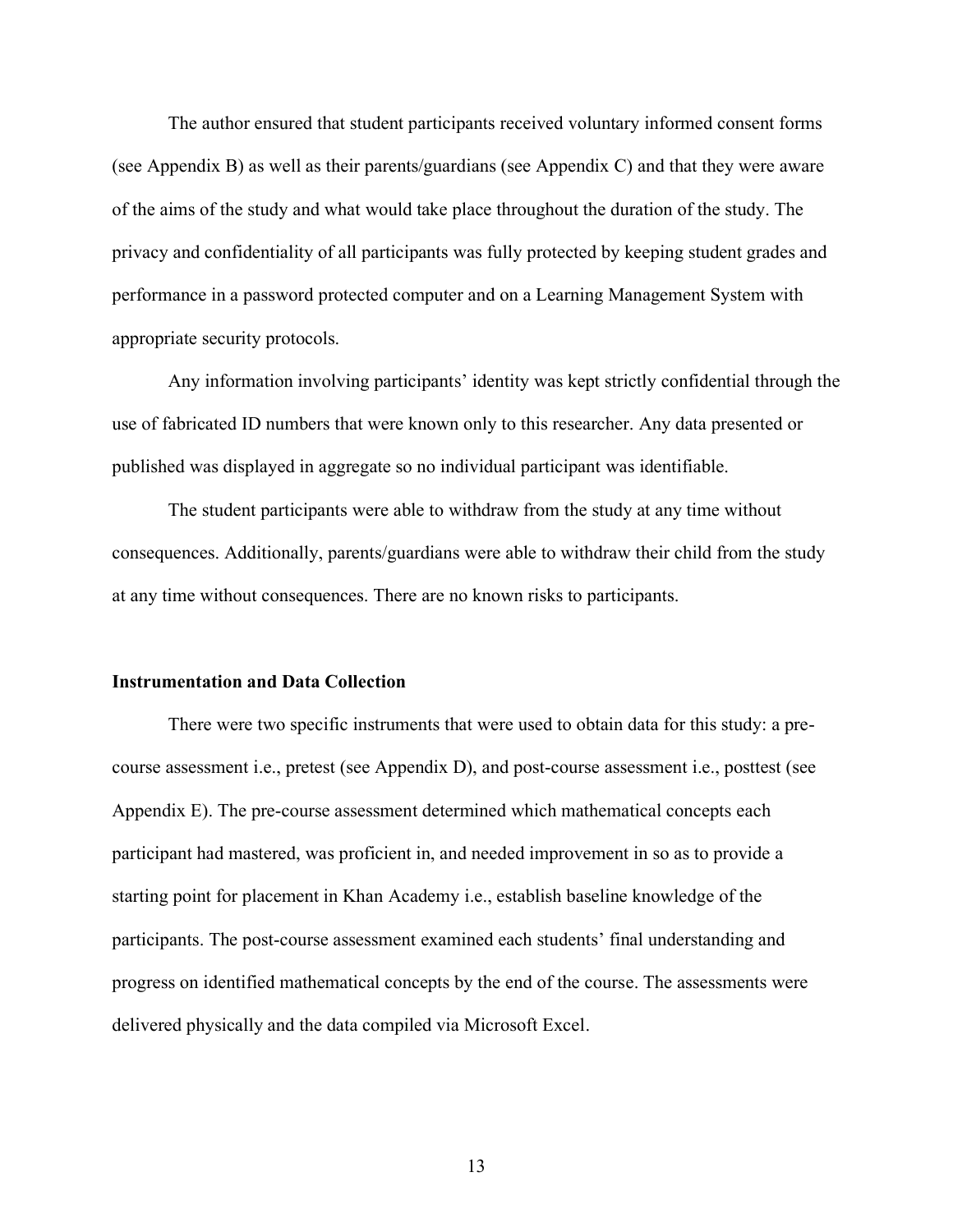The author ensured that student participants received voluntary informed consent forms (see Appendix B) as well as their parents/guardians (see Appendix C) and that they were aware of the aims of the study and what would take place throughout the duration of the study. The privacy and confidentiality of all participants was fully protected by keeping student grades and performance in a password protected computer and on a Learning Management System with appropriate security protocols.

Any information involving participants' identity was kept strictly confidential through the use of fabricated ID numbers that were known only to this researcher. Any data presented or published was displayed in aggregate so no individual participant was identifiable.

The student participants were able to withdraw from the study at any time without consequences. Additionally, parents/guardians were able to withdraw their child from the study at any time without consequences. There are no known risks to participants.

### Instrumentation and Data Collection

There were two specific instruments that were used to obtain data for this study: a pre-course assessment i.e., pretest (see Appendix D), and post-course assessment i.e., posttest (see Appendix E). The pre-course assessment determined which mathematical concepts each participant had mastered, was proficient in, and needed improvement in so as to provide a starting point for placement in Khan Academy i.e., establish baseline knowledge of the participants. The post-course assessment examined each students' final understanding and progress on identified mathematical concepts by the end of the course. The assessments were delivered physically and the data compiled via Microsoft Excel.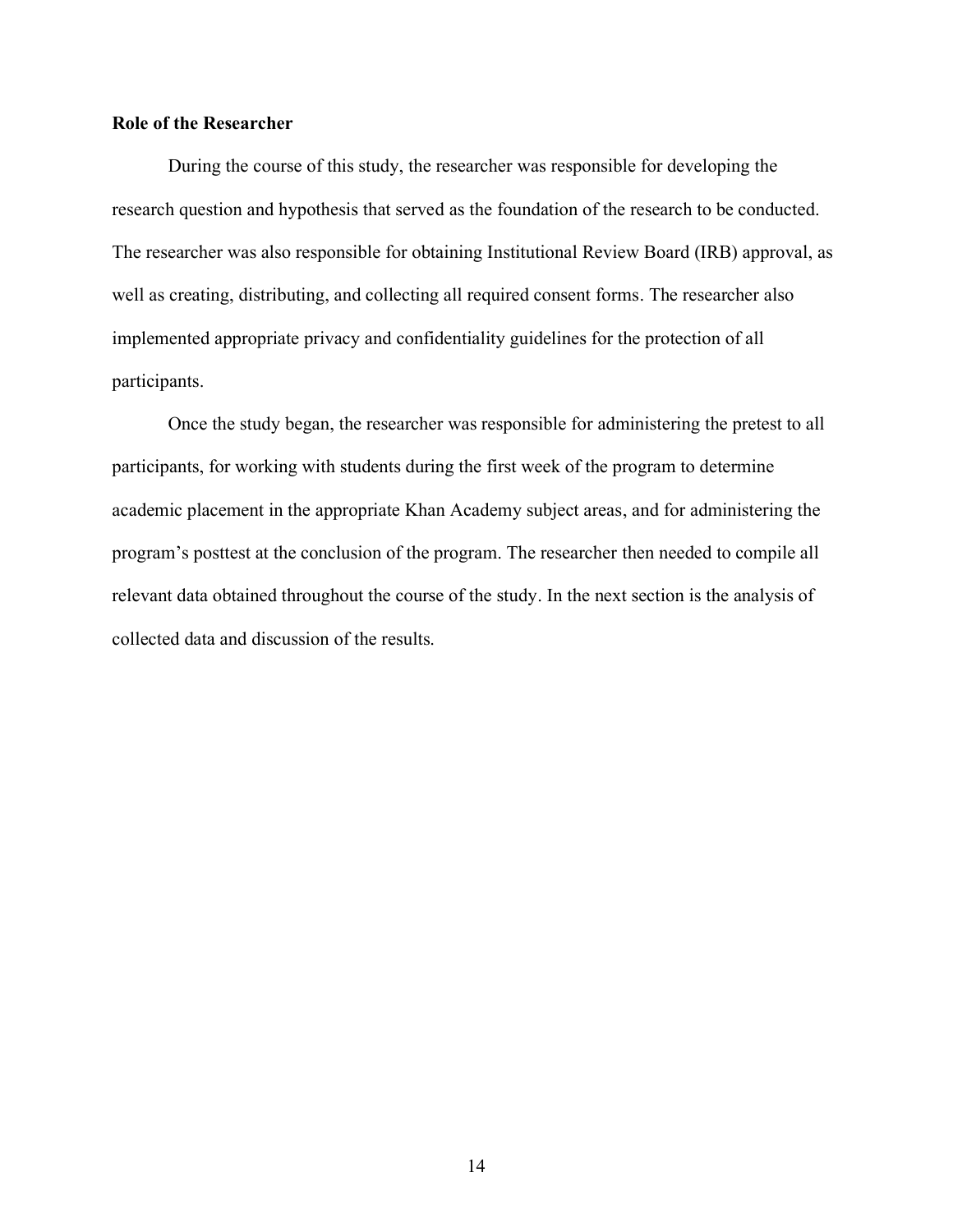**Role of the Researcher**

During the course of this study, the researcher was responsible for developing the research question and hypothesis that served as the foundation of the research to be conducted. The researcher was also responsible for obtaining Institutional Review Board (IRB) approval, as well as creating, distributing, and collecting all required consent forms. The researcher also implemented appropriate privacy and confidentiality guidelines for the protection of all participants.

Once the study began, the researcher was responsible for administering the pretest to all participants, for working with students during the first week of the program to determine academic placement in the appropriate Khan Academy subject areas, and for administering the program's posttest at the conclusion of the program. The researcher then needed to compile all relevant data obtained throughout the course of the study. In the next section is the analysis of collected data and discussion of the results.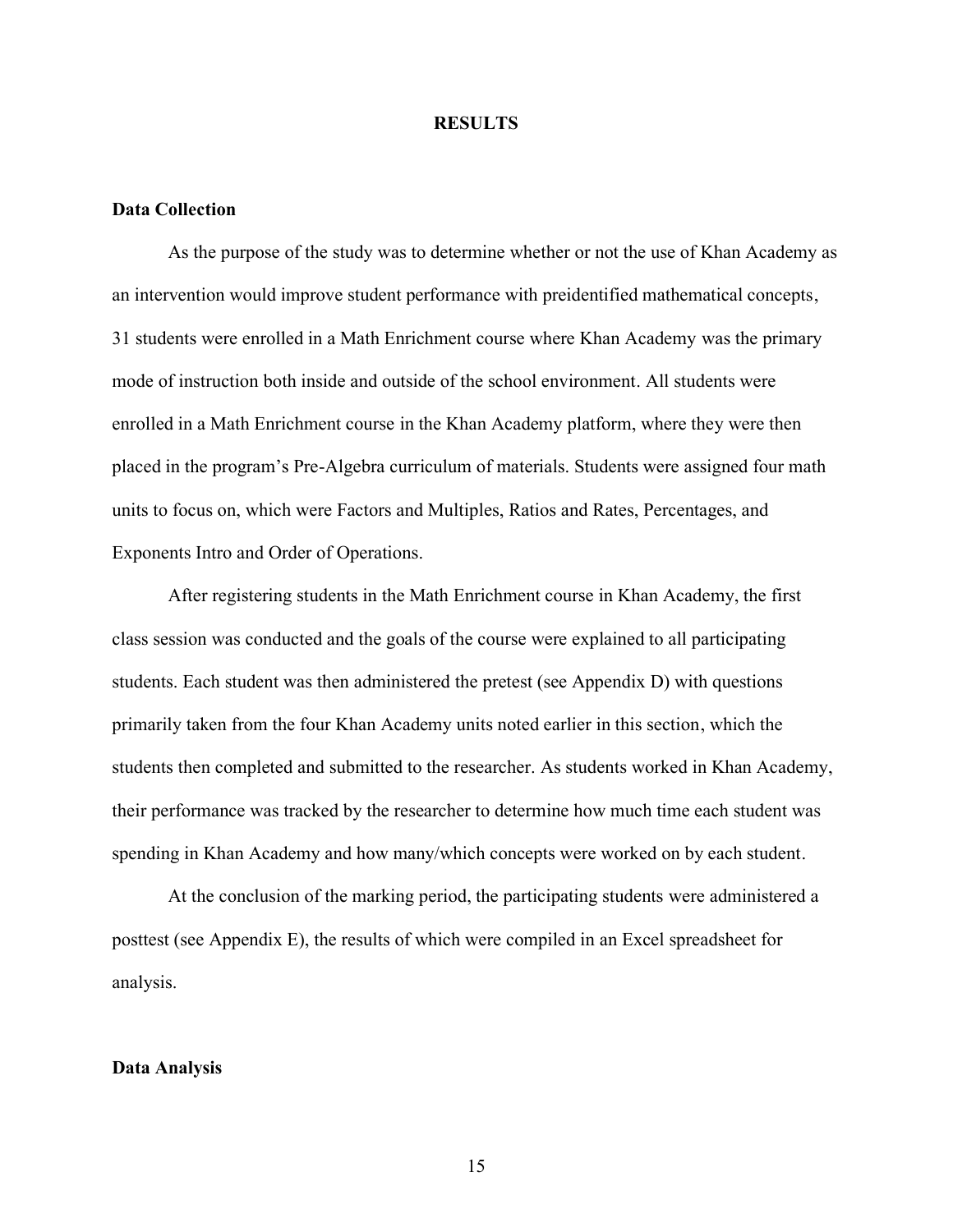# RESULTS

## Data Collection

As the purpose of the study was to determine whether or not the use of Khan Academy as an intervention would improve student performance with preidentified mathematical concepts, 31 students were enrolled in a Math Enrichment course where Khan Academy was the primary mode of instruction both inside and outside of the school environment. All students were enrolled in a Math Enrichment course in the Khan Academy platform, where they were then placed in the program's Pre-Algebra curriculum of materials. Students were assigned four math units to focus on, which were Factors and Multiples, Ratios and Rates, Percentages, and Exponents Intro and Order of Operations.

After registering students in the Math Enrichment course in Khan Academy, the first class session was conducted and the goals of the course were explained to all participating students. Each student was then administered the pretest (see Appendix D) with questions primarily taken from the four Khan Academy units noted earlier in this section, which the students then completed and submitted to the researcher. As students worked in Khan Academy, their performance was tracked by the researcher to determine how much time each student was spending in Khan Academy and how many/which concepts were worked on by each student.

At the conclusion of the marking period, the participating students were administered a posttest (see Appendix E), the results of which were compiled in an Excel spreadsheet for analysis.

## Data Analysis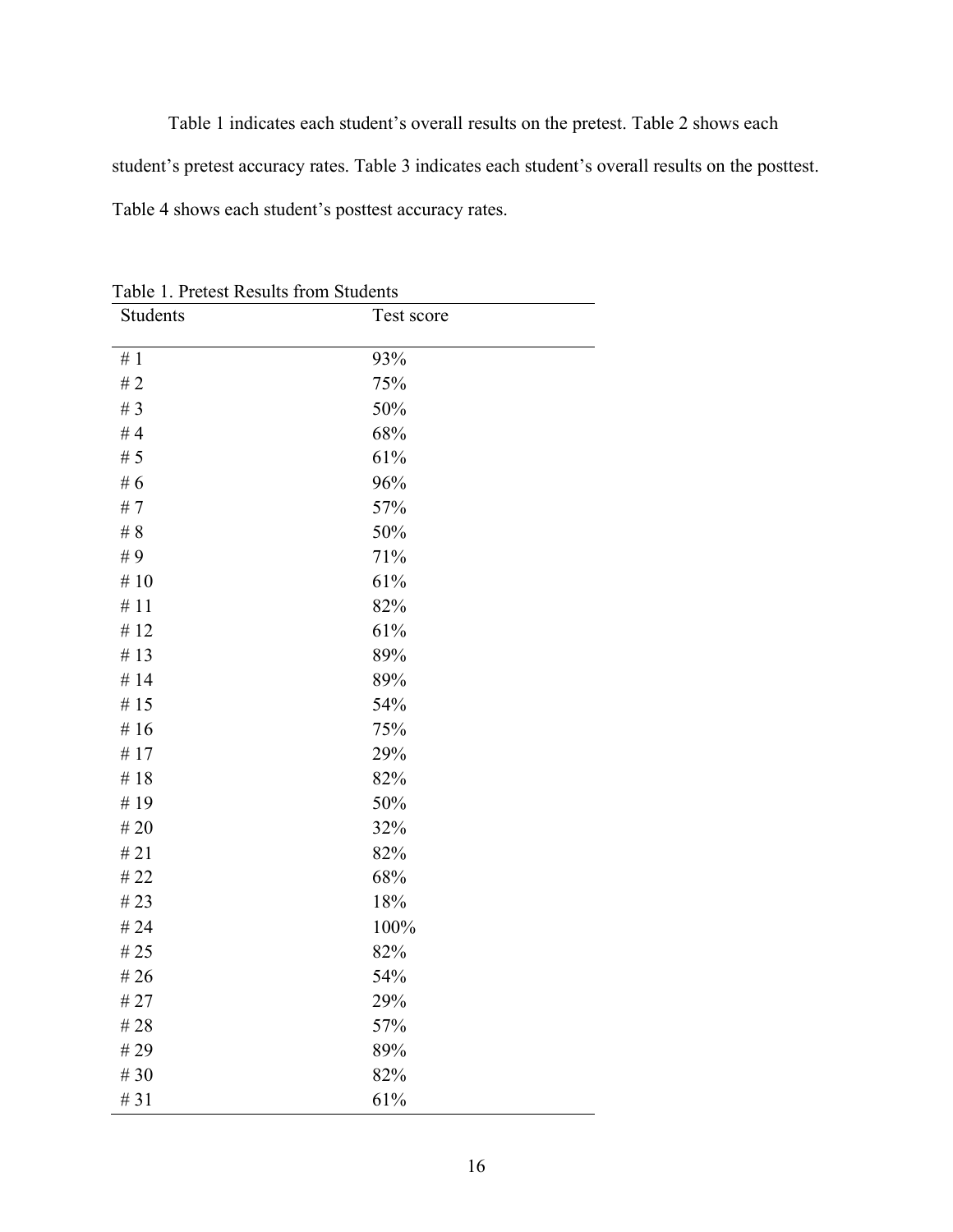Table 1 indicates each student's overall results on the pretest. Table 2 shows each student's pretest accuracy rates. Table 3 indicates each student's overall results on the posttest. Table 4 shows each student's posttest accuracy rates.

Table 1. Pretest Results from Students

| Students | Test score |
|---|---|
| # 1 | 93% |
| # 2 | 75% |
| # 3 | 50% |
| # 4 | 68% |
| # 5 | 61% |
| # 6 | 96% |
| # 7 | 57% |
| # 8 | 50% |
| # 9 | 71% |
| # 10 | 61% |
| # 11 | 82% |
| # 12 | 61% |
| # 13 | 89% |
| # 14 | 89% |
| # 15 | 54% |
| # 16 | 75% |
| # 17 | 29% |
| # 18 | 82% |
| # 19 | 50% |
| # 20 | 32% |
| # 21 | 82% |
| # 22 | 68% |
| # 23 | 18% |
| # 24 | 100% |
| # 25 | 82% |
| # 26 | 54% |
| # 27 | 29% |
| # 28 | 57% |
| # 29 | 89% |
| # 30 | 82% |
| # 31 | 61% |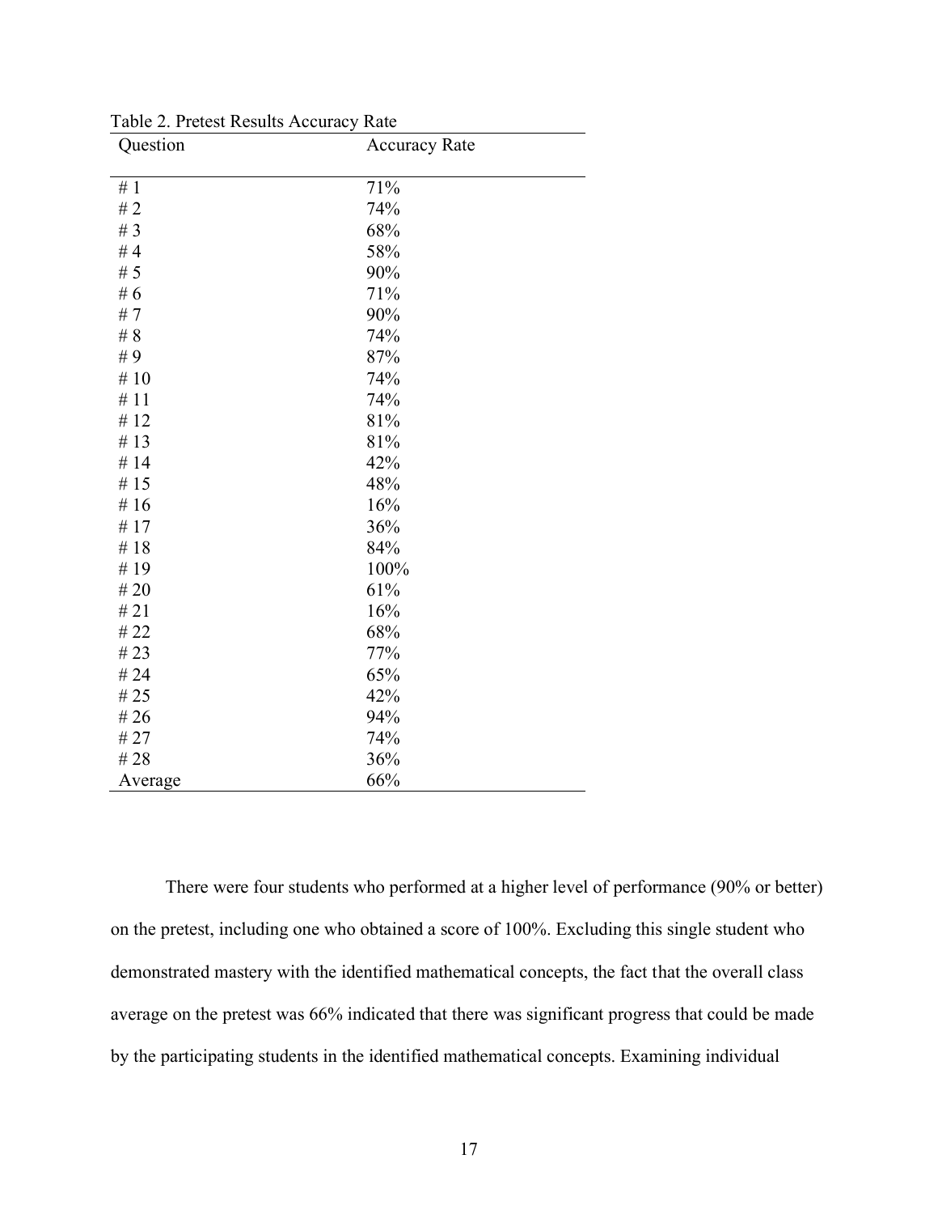Table 2. Pretest Results Accuracy Rate

| Question | Accuracy Rate |
|---|---|
| # 1 | 71% |
| # 2 | 74% |
| # 3 | 68% |
| # 4 | 58% |
| # 5 | 90% |
| # 6 | 71% |
| # 7 | 90% |
| # 8 | 74% |
| # 9 | 87% |
| # 10 | 74% |
| # 11 | 74% |
| # 12 | 81% |
| # 13 | 81% |
| # 14 | 42% |
| # 15 | 48% |
| # 16 | 16% |
| # 17 | 36% |
| # 18 | 84% |
| # 19 | 100% |
| # 20 | 61% |
| # 21 | 16% |
| # 22 | 68% |
| # 23 | 77% |
| # 24 | 65% |
| # 25 | 42% |
| # 26 | 94% |
| # 27 | 74% |
| # 28 | 36% |
| Average | 66% |

There were four students who performed at a higher level of performance (90% or better) on the pretest, including one who obtained a score of 100%. Excluding this single student who demonstrated mastery with the identified mathematical concepts, the fact that the overall class average on the pretest was 66% indicated that there was significant progress that could be made by the participating students in the identified mathematical concepts. Examining individual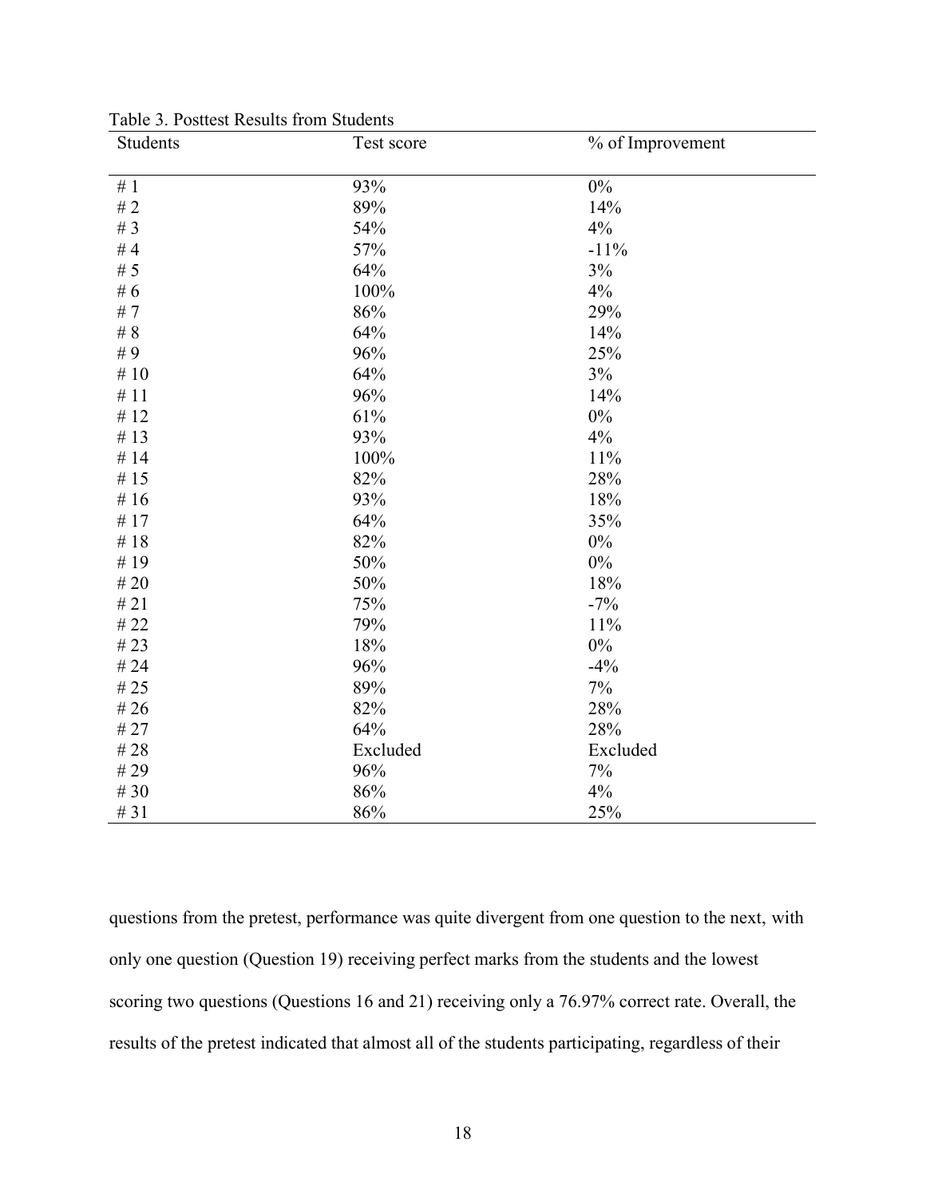Table 3. Posttest Results from Students

| Students | Test score | % of Improvement |
|---|---|---|
| # 1 | 93% | 0% |
| # 2 | 89% | 14% |
| # 3 | 54% | 4% |
| # 4 | 57% | -11% |
| # 5 | 64% | 3% |
| # 6 | 100% | 4% |
| # 7 | 86% | 29% |
| # 8 | 64% | 14% |
| # 9 | 96% | 25% |
| # 10 | 64% | 3% |
| # 11 | 96% | 14% |
| # 12 | 61% | 0% |
| # 13 | 93% | 4% |
| # 14 | 100% | 11% |
| # 15 | 82% | 28% |
| # 16 | 93% | 18% |
| # 17 | 64% | 35% |
| # 18 | 82% | 0% |
| # 19 | 50% | 0% |
| # 20 | 50% | 18% |
| # 21 | 75% | -7% |
| # 22 | 79% | 11% |
| # 23 | 18% | 0% |
| # 24 | 96% | -4% |
| # 25 | 89% | 7% |
| # 26 | 82% | 28% |
| # 27 | 64% | 28% |
| # 28 | Excluded | Excluded |
| # 29 | 96% | 7% |
| # 30 | 86% | 4% |
| # 31 | 86% | 25% |

questions from the pretest, performance was quite divergent from one question to the next, with only one question (Question 19) receiving perfect marks from the students and the lowest scoring two questions (Questions 16 and 21) receiving only a 76.97% correct rate. Overall, the results of the pretest indicated that almost all of the students participating, regardless of their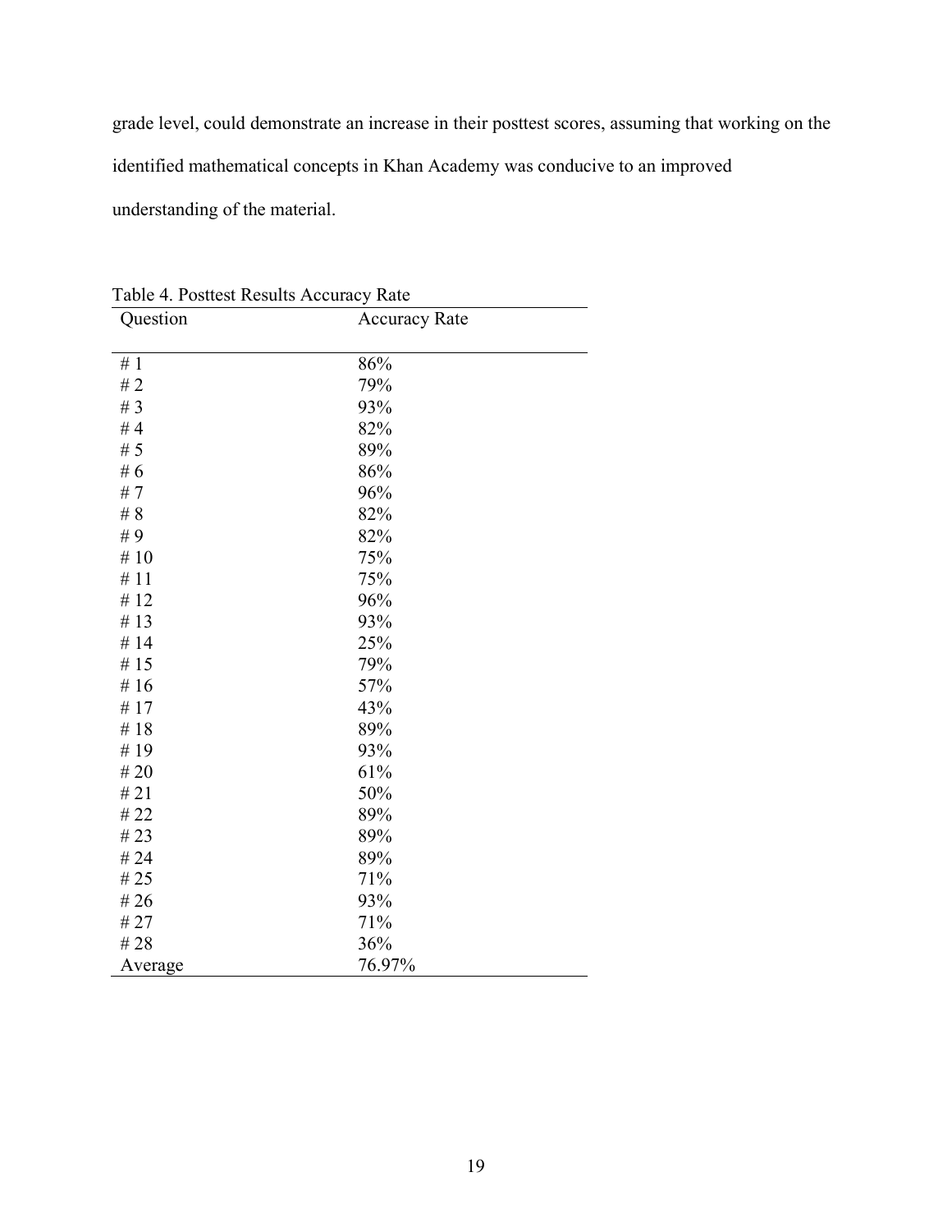grade level, could demonstrate an increase in their posttest scores, assuming that working on the identified mathematical concepts in Khan Academy was conducive to an improved understanding of the material.

Table 4. Posttest Results Accuracy Rate

| Question | Accuracy Rate |
|---|---|
| # 1 | 86% |
| # 2 | 79% |
| # 3 | 93% |
| # 4 | 82% |
| # 5 | 89% |
| # 6 | 86% |
| # 7 | 96% |
| # 8 | 82% |
| # 9 | 82% |
| # 10 | 75% |
| # 11 | 75% |
| # 12 | 96% |
| # 13 | 93% |
| # 14 | 25% |
| # 15 | 79% |
| # 16 | 57% |
| # 17 | 43% |
| # 18 | 89% |
| # 19 | 93% |
| # 20 | 61% |
| # 21 | 50% |
| # 22 | 89% |
| # 23 | 89% |
| # 24 | 89% |
| # 25 | 71% |
| # 26 | 93% |
| # 27 | 71% |
| # 28 | 36% |
| Average | 76.97% |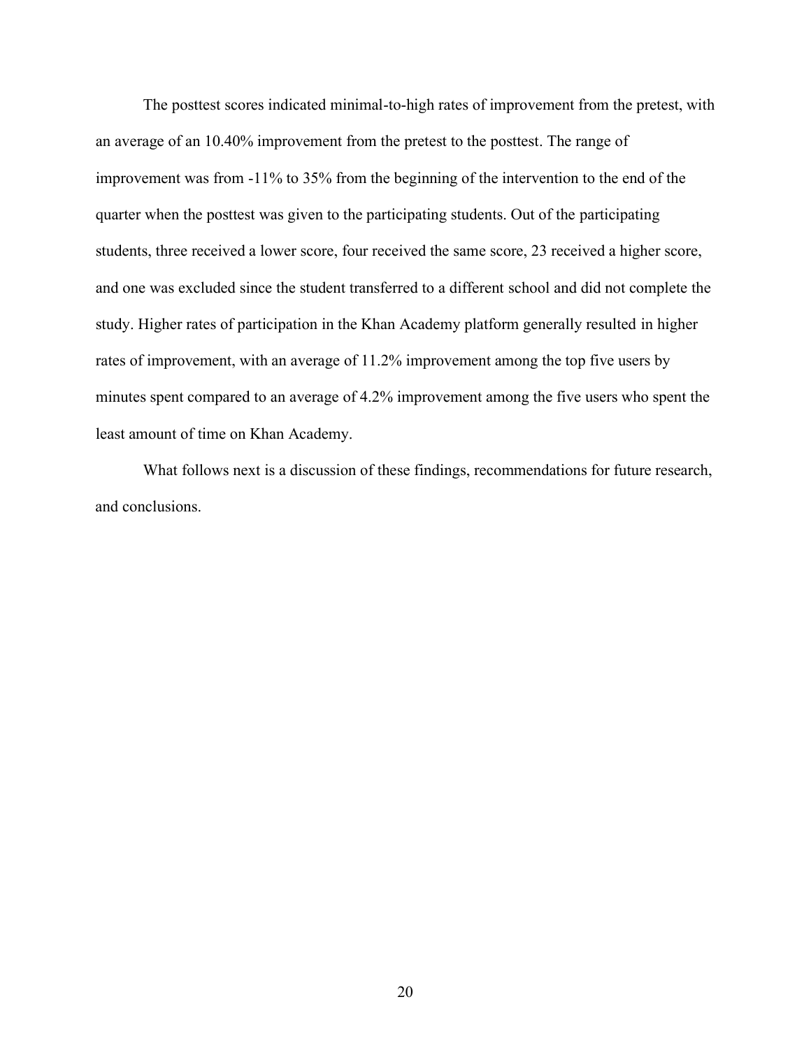The posttest scores indicated minimal-to-high rates of improvement from the pretest, with an average of an 10.40% improvement from the pretest to the posttest. The range of improvement was from -11% to 35% from the beginning of the intervention to the end of the quarter when the posttest was given to the participating students. Out of the participating students, three received a lower score, four received the same score, 23 received a higher score, and one was excluded since the student transferred to a different school and did not complete the study. Higher rates of participation in the Khan Academy platform generally resulted in higher rates of improvement, with an average of 11.2% improvement among the top five users by minutes spent compared to an average of 4.2% improvement among the five users who spent the least amount of time on Khan Academy.

What follows next is a discussion of these findings, recommendations for future research, and conclusions.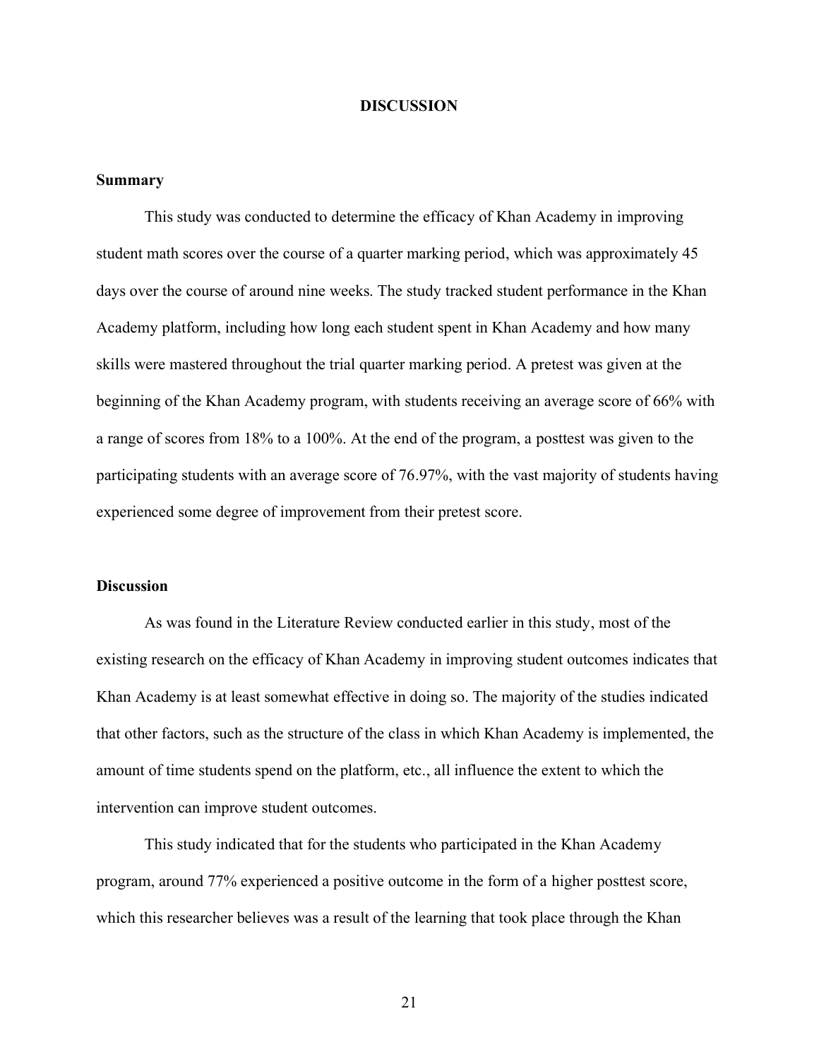# DISCUSSION

## Summary

This study was conducted to determine the efficacy of Khan Academy in improving student math scores over the course of a quarter marking period, which was approximately 45 days over the course of around nine weeks. The study tracked student performance in the Khan Academy platform, including how long each student spent in Khan Academy and how many skills were mastered throughout the trial quarter marking period. A pretest was given at the beginning of the Khan Academy program, with students receiving an average score of 66% with a range of scores from 18% to a 100%. At the end of the program, a posttest was given to the participating students with an average score of 76.97%, with the vast majority of students having experienced some degree of improvement from their pretest score.

## Discussion

As was found in the Literature Review conducted earlier in this study, most of the existing research on the efficacy of Khan Academy in improving student outcomes indicates that Khan Academy is at least somewhat effective in doing so. The majority of the studies indicated that other factors, such as the structure of the class in which Khan Academy is implemented, the amount of time students spend on the platform, etc., all influence the extent to which the intervention can improve student outcomes.

This study indicated that for the students who participated in the Khan Academy program, around 77% experienced a positive outcome in the form of a higher posttest score, which this researcher believes was a result of the learning that took place through the Khan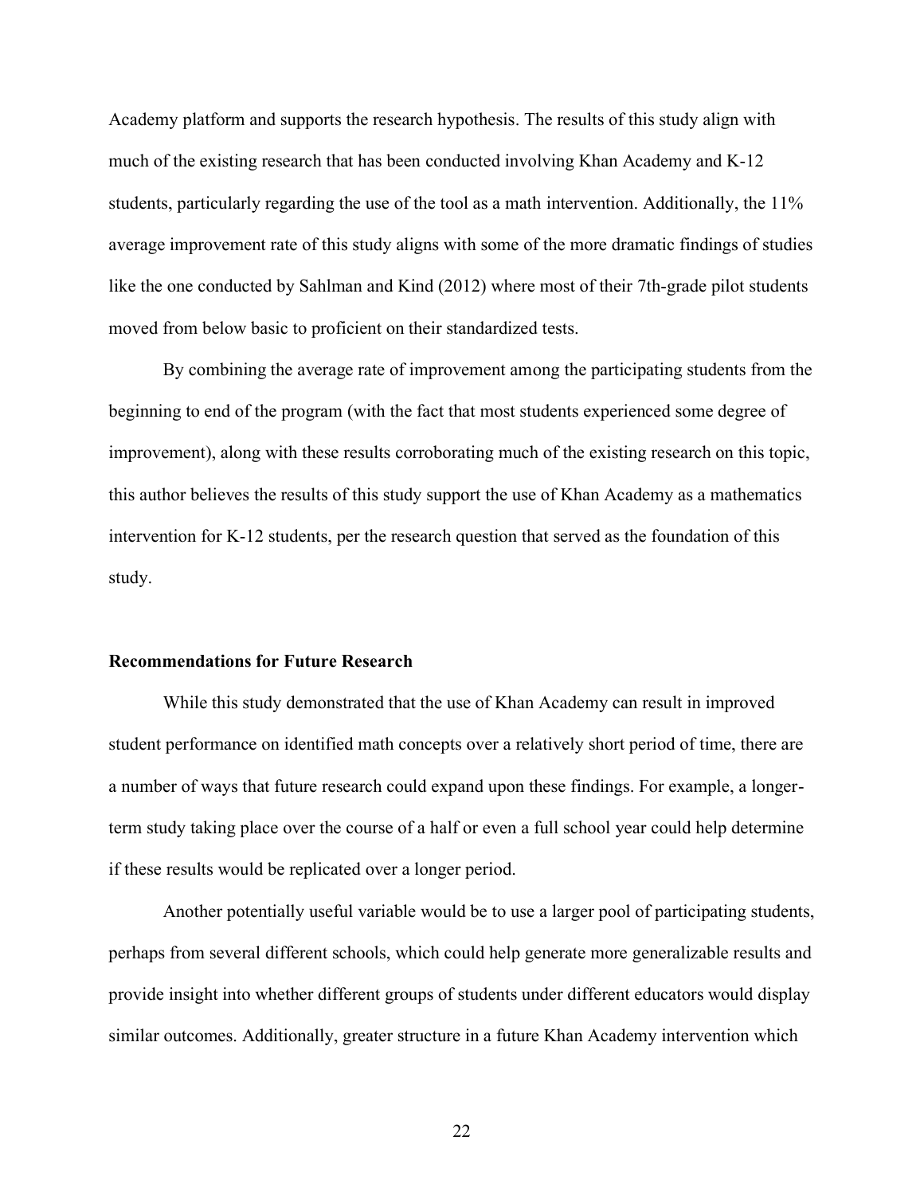Academy platform and supports the research hypothesis. The results of this study align with much of the existing research that has been conducted involving Khan Academy and K-12 students, particularly regarding the use of the tool as a math intervention. Additionally, the 11% average improvement rate of this study aligns with some of the more dramatic findings of studies like the one conducted by Sahlman and Kind (2012) where most of their 7th-grade pilot students moved from below basic to proficient on their standardized tests.

By combining the average rate of improvement among the participating students from the beginning to end of the program (with the fact that most students experienced some degree of improvement), along with these results corroborating much of the existing research on this topic, this author believes the results of this study support the use of Khan Academy as a mathematics intervention for K-12 students, per the research question that served as the foundation of this study.

## Recommendations for Future Research

While this study demonstrated that the use of Khan Academy can result in improved student performance on identified math concepts over a relatively short period of time, there are a number of ways that future research could expand upon these findings. For example, a longer-term study taking place over the course of a half or even a full school year could help determine if these results would be replicated over a longer period.

Another potentially useful variable would be to use a larger pool of participating students, perhaps from several different schools, which could help generate more generalizable results and provide insight into whether different groups of students under different educators would display similar outcomes. Additionally, greater structure in a future Khan Academy intervention which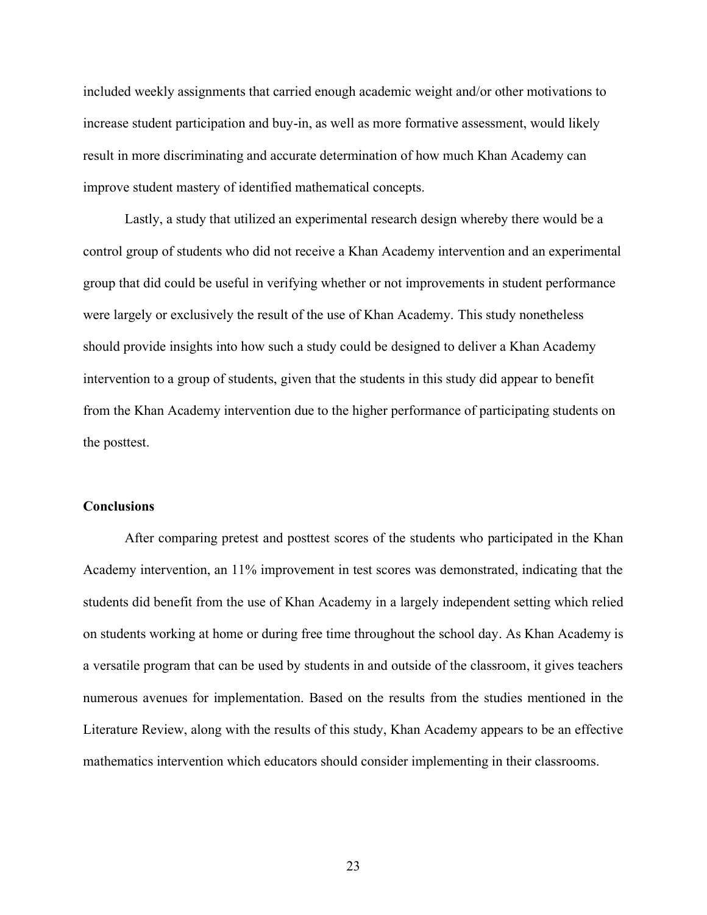included weekly assignments that carried enough academic weight and/or other motivations to increase student participation and buy-in, as well as more formative assessment, would likely result in more discriminating and accurate determination of how much Khan Academy can improve student mastery of identified mathematical concepts.

Lastly, a study that utilized an experimental research design whereby there would be a control group of students who did not receive a Khan Academy intervention and an experimental group that did could be useful in verifying whether or not improvements in student performance were largely or exclusively the result of the use of Khan Academy. This study nonetheless should provide insights into how such a study could be designed to deliver a Khan Academy intervention to a group of students, given that the students in this study did appear to benefit from the Khan Academy intervention due to the higher performance of participating students on the posttest.

**Conclusions**

After comparing pretest and posttest scores of the students who participated in the Khan Academy intervention, an 11% improvement in test scores was demonstrated, indicating that the students did benefit from the use of Khan Academy in a largely independent setting which relied on students working at home or during free time throughout the school day. As Khan Academy is a versatile program that can be used by students in and outside of the classroom, it gives teachers numerous avenues for implementation. Based on the results from the studies mentioned in the Literature Review, along with the results of this study, Khan Academy appears to be an effective mathematics intervention which educators should consider implementing in their classrooms.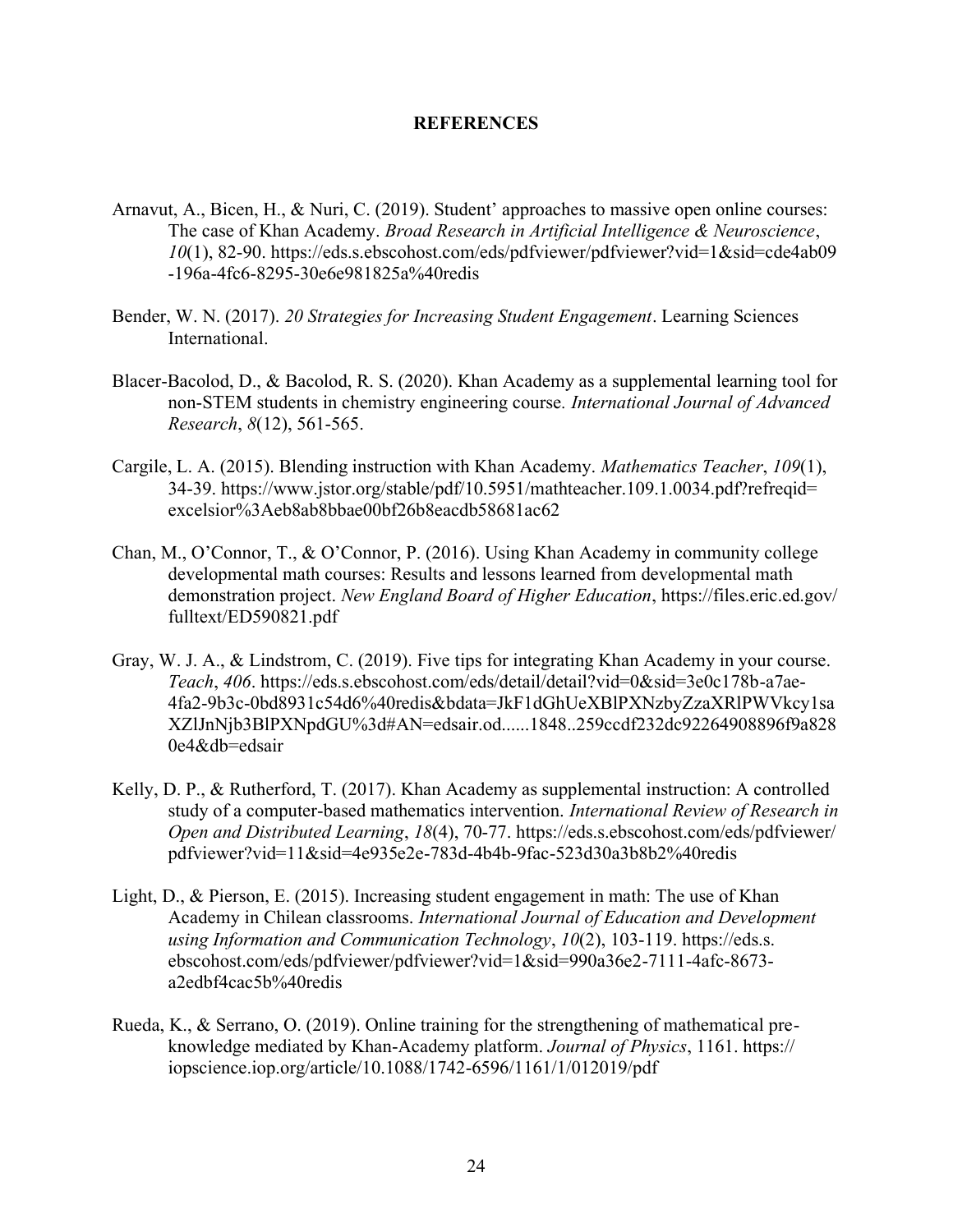# REFERENCES

Arnavut, A., Bicen, H., & Nuri, C. (2019). Student' approaches to massive open online courses: The case of Khan Academy. *Broad Research in Artificial Intelligence & Neuroscience*, *10*(1), 82-90. https://eds.s.ebscohost.com/eds/pdfviewer/pdfviewer?vid=1&sid=cde4ab09-196a-4fc6-8295-30e6e981825a%40redis

Bender, W. N. (2017). *20 Strategies for Increasing Student Engagement*. Learning Sciences International.

Blacer-Bacolod, D., & Bacolod, R. S. (2020). Khan Academy as a supplemental learning tool for non-STEM students in chemistry engineering course. *International Journal of Advanced Research*, *8*(12), 561-565.

Cargile, L. A. (2015). Blending instruction with Khan Academy. *Mathematics Teacher*, *109*(1), 34-39. https://www.jstor.org/stable/pdf/10.5951/mathteacher.109.1.0034.pdf?refreqid=excelsior%3Aeb8ab8bbae00bf26b8eacdb58681ac62

Chan, M., O'Connor, T., & O'Connor, P. (2016). Using Khan Academy in community college developmental math courses: Results and lessons learned from developmental math demonstration project. *New England Board of Higher Education*, https://files.eric.ed.gov/fulltext/ED590821.pdf

Gray, W. J. A., & Lindstrom, C. (2019). Five tips for integrating Khan Academy in your course. *Teach*, *406*. https://eds.s.ebscohost.com/eds/detail/detail?vid=0&sid=3e0c178b-a7ae-4fa2-9b3c-0bd8931c54d6%40redis&bdata=JkF1dGhUeXBlPXNzbyZzaXRlPWVkcy1saXZlJnNjb3BlPXNpdGU%3d#AN=edsair.od......1848..259ccdf232dc92264908896f9a8280e4&db=edsair

Kelly, D. P., & Rutherford, T. (2017). Khan Academy as supplemental instruction: A controlled study of a computer-based mathematics intervention. *International Review of Research in Open and Distributed Learning*, *18*(4), 70-77. https://eds.s.ebscohost.com/eds/pdfviewer/pdfviewer?vid=11&sid=4e935e2e-783d-4b4b-9fac-523d30a3b8b2%40redis

Light, D., & Pierson, E. (2015). Increasing student engagement in math: The use of Khan Academy in Chilean classrooms. *International Journal of Education and Development using Information and Communication Technology*, *10*(2), 103-119. https://eds.s.ebscohost.com/eds/pdfviewer/pdfviewer?vid=1&sid=990a36e2-7111-4afc-8673-a2edbf4cac5b%40redis

Rueda, K., & Serrano, O. (2019). Online training for the strengthening of mathematical pre-knowledge mediated by Khan-Academy platform. *Journal of Physics*, 1161. https://iopscience.iop.org/article/10.1088/1742-6596/1161/1/012019/pdf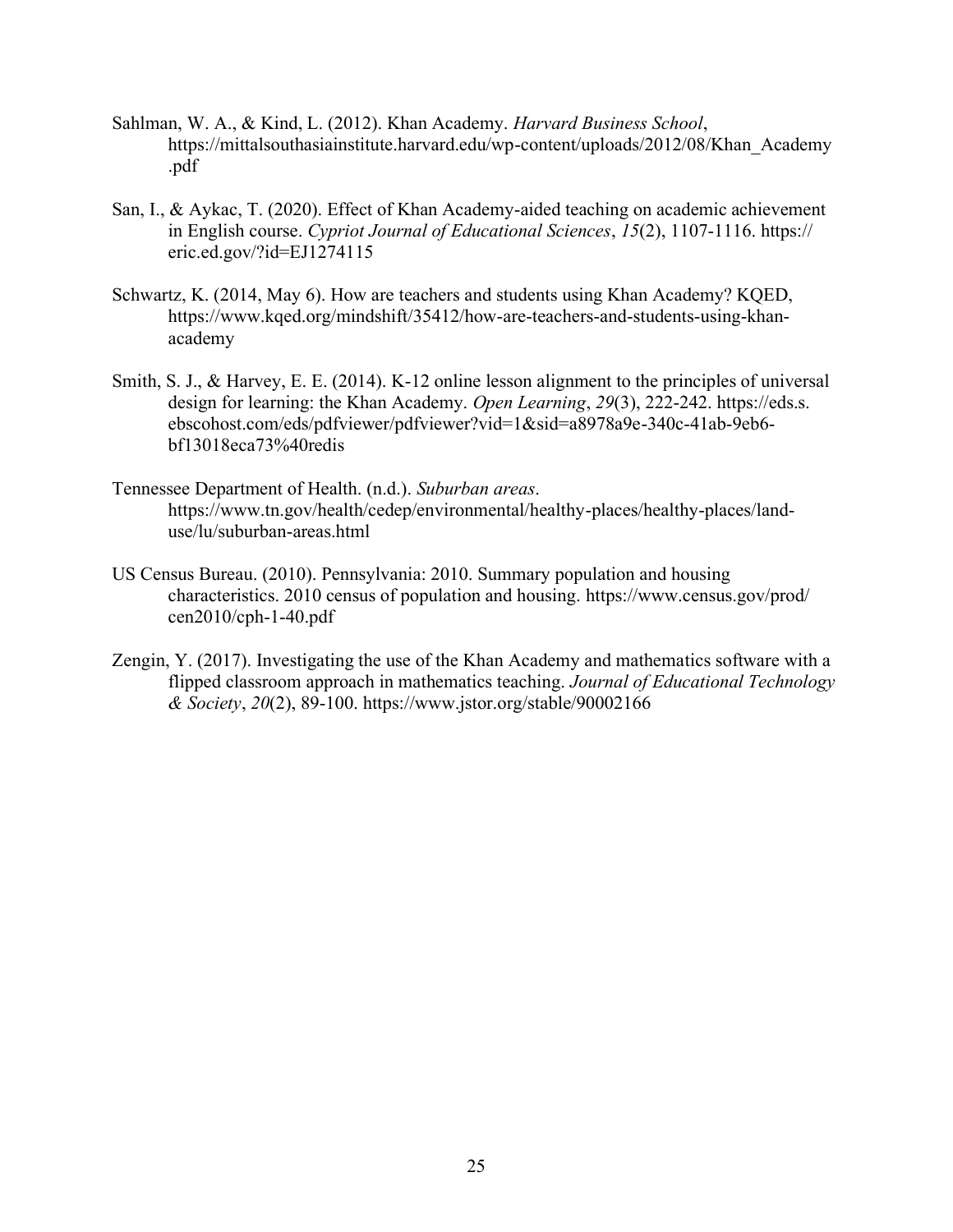Sahlman, W. A., & Kind, L. (2012). Khan Academy. *Harvard Business School*, https://mittalsouthasiainstitute.harvard.edu/wp-content/uploads/2012/08/Khan_Academy.pdf

San, I., & Aykac, T. (2020). Effect of Khan Academy-aided teaching on academic achievement in English course. *Cypriot Journal of Educational Sciences*, *15*(2), 1107-1116. https://eric.ed.gov/?id=EJ1274115

Schwartz, K. (2014, May 6). How are teachers and students using Khan Academy? KQED, https://www.kqed.org/mindshift/35412/how-are-teachers-and-students-using-khan-academy

Smith, S. J., & Harvey, E. E. (2014). K-12 online lesson alignment to the principles of universal design for learning: the Khan Academy. *Open Learning*, *29*(3), 222-242. https://eds.s.ebscohost.com/eds/pdfviewer/pdfviewer?vid=1&sid=a8978a9e-340c-41ab-9eb6-bf13018eca73%40redis

Tennessee Department of Health. (n.d.). *Suburban areas*. https://www.tn.gov/health/cedep/environmental/healthy-places/healthy-places/land-use/lu/suburban-areas.html

US Census Bureau. (2010). Pennsylvania: 2010. Summary population and housing characteristics. 2010 census of population and housing. https://www.census.gov/prod/cen2010/cph-1-40.pdf

Zengin, Y. (2017). Investigating the use of the Khan Academy and mathematics software with a flipped classroom approach in mathematics teaching. *Journal of Educational Technology & Society*, *20*(2), 89-100. https://www.jstor.org/stable/90002166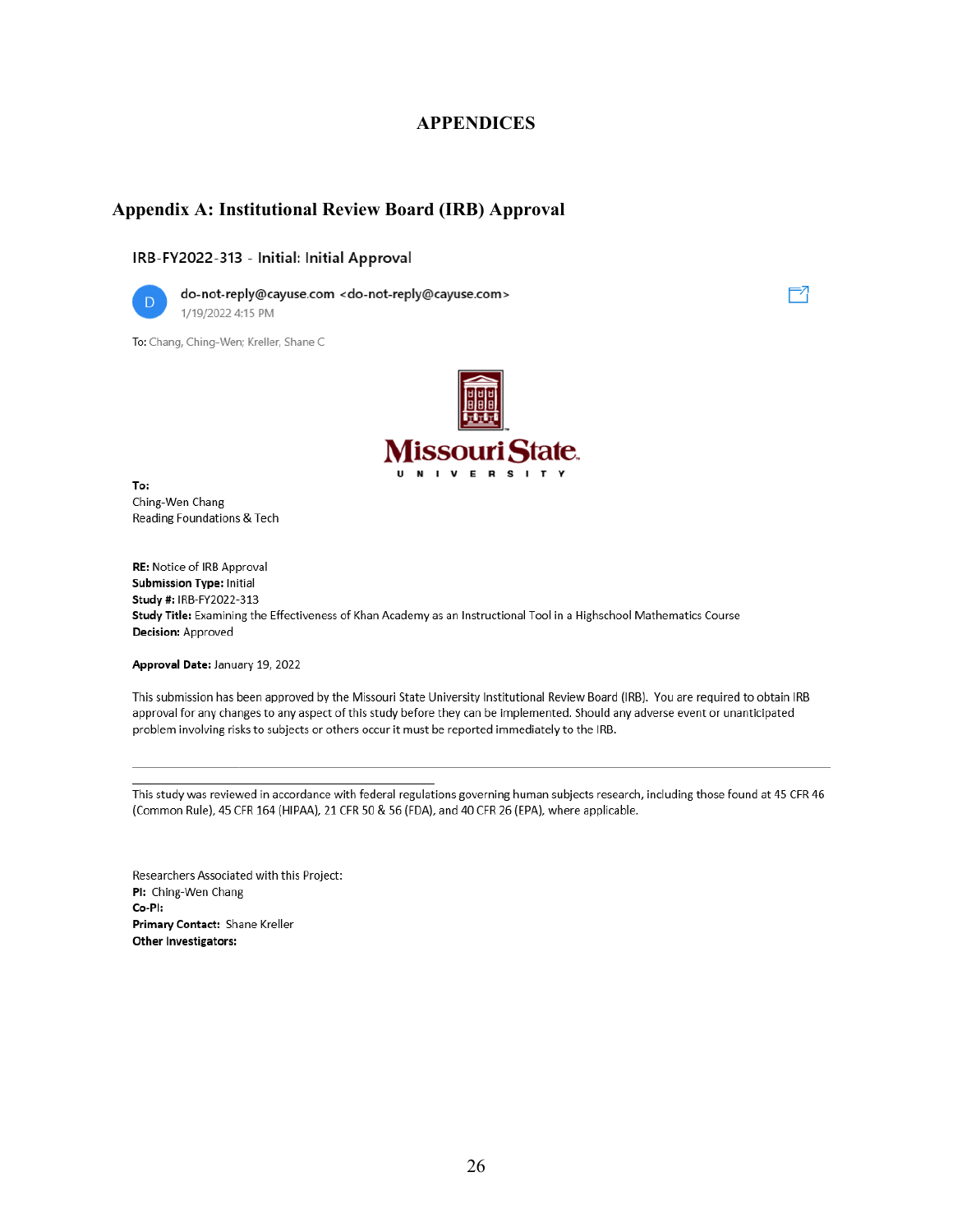# APPENDICES

## Appendix A: Institutional Review Board (IRB) Approval

IRB-FY2022-313 - Initial: Initial Approval

do-not-reply@cayuse.com <do-not-reply@cayuse.com>
1/19/2022 4:15 PM

To: Chang, Ching-Wen; Kreller, Shane C

Missouri State
UNIVERSITY

**To:**
Ching-Wen Chang
Reading Foundations & Tech

**RE:** Notice of IRB Approval
**Submission Type:** Initial
**Study #:** IRB-FY2022-313
**Study Title:** Examining the Effectiveness of Khan Academy as an Instructional Tool in a Highschool Mathematics Course
**Decision:** Approved

**Approval Date:** January 19, 2022

This submission has been approved by the Missouri State University Institutional Review Board (IRB). You are required to obtain IRB approval for any changes to any aspect of this study before they can be implemented. Should any adverse event or unanticipated problem involving risks to subjects or others occur it must be reported immediately to the IRB.

---

This study was reviewed in accordance with federal regulations governing human subjects research, including those found at 45 CFR 46 (Common Rule), 45 CFR 164 (HIPAA), 21 CFR 50 & 56 (FDA), and 40 CFR 26 (EPA), where applicable.

Researchers Associated with this Project:
**PI:** Ching-Wen Chang
**Co-PI:**
**Primary Contact:** Shane Kreller
**Other Investigators:**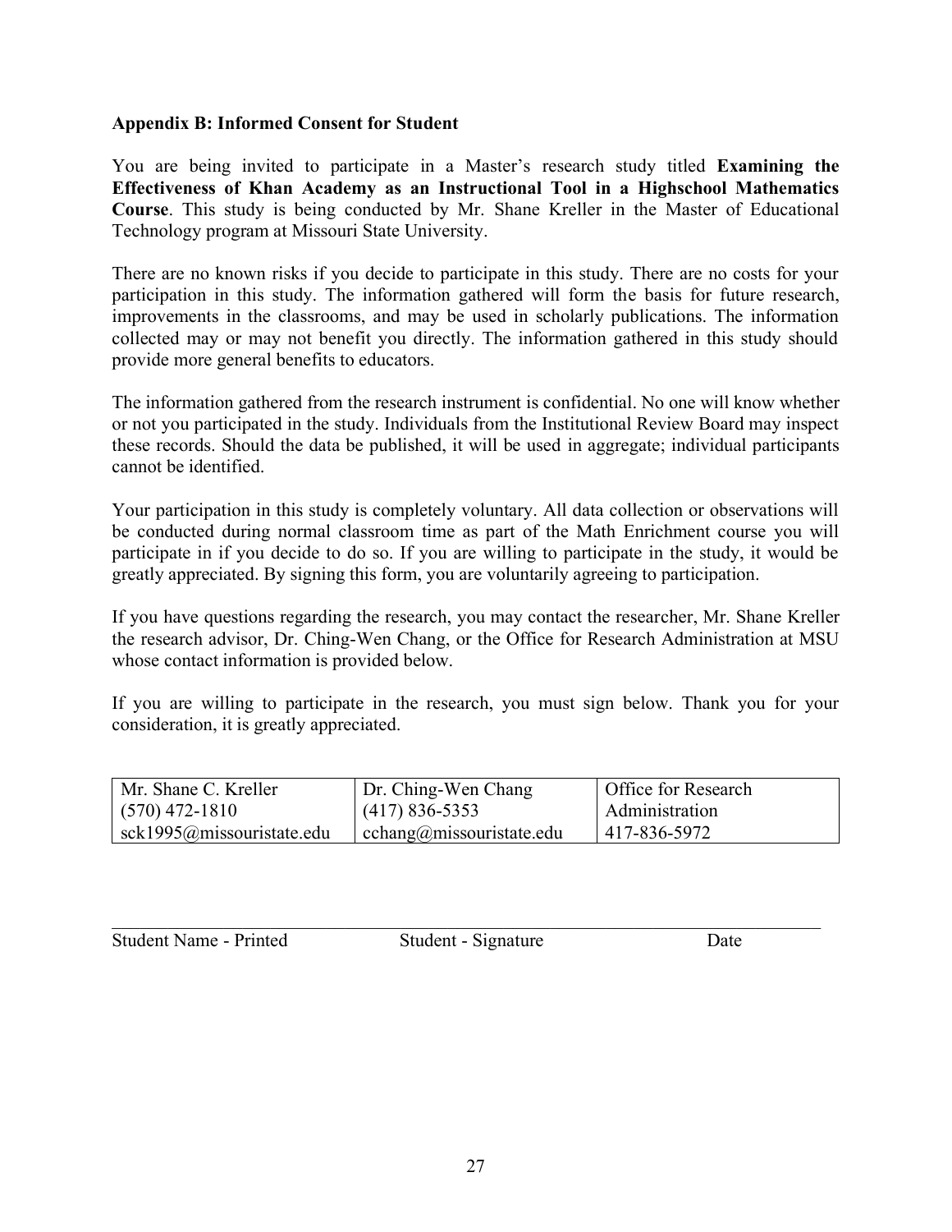**Appendix B: Informed Consent for Student**

You are being invited to participate in a Master's research study titled **Examining the Effectiveness of Khan Academy as an Instructional Tool in a Highschool Mathematics Course**. This study is being conducted by Mr. Shane Kreller in the Master of Educational Technology program at Missouri State University.

There are no known risks if you decide to participate in this study. There are no costs for your participation in this study. The information gathered will form the basis for future research, improvements in the classrooms, and may be used in scholarly publications. The information collected may or may not benefit you directly. The information gathered in this study should provide more general benefits to educators.

The information gathered from the research instrument is confidential. No one will know whether or not you participated in the study. Individuals from the Institutional Review Board may inspect these records. Should the data be published, it will be used in aggregate; individual participants cannot be identified.

Your participation in this study is completely voluntary. All data collection or observations will be conducted during normal classroom time as part of the Math Enrichment course you will participate in if you decide to do so. If you are willing to participate in the study, it would be greatly appreciated. By signing this form, you are voluntarily agreeing to participation.

If you have questions regarding the research, you may contact the researcher, Mr. Shane Kreller the research advisor, Dr. Ching-Wen Chang, or the Office for Research Administration at MSU whose contact information is provided below.

If you are willing to participate in the research, you must sign below. Thank you for your consideration, it is greatly appreciated.

| Mr. Shane C. Kreller | Dr. Ching-Wen Chang | Office for Research |
|---|---|---|
| (570) 472-1810 | (417) 836-5353 | Administration |
| sck1995@missouristate.edu | cchang@missouristate.edu | 417-836-5972 |

_______________________________________________________________________________

Student Name - Printed          Student - Signature          Date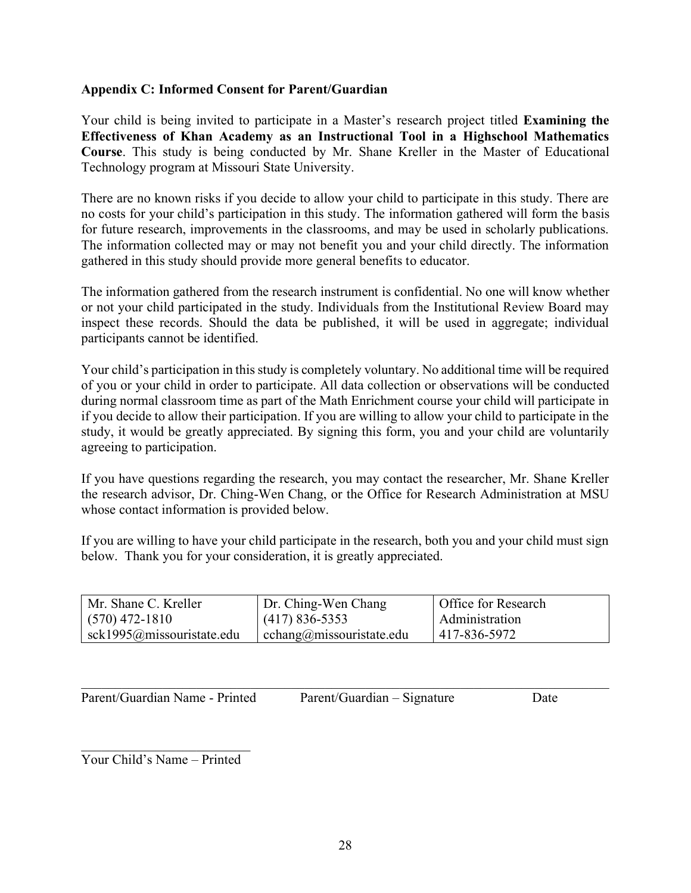**Appendix C: Informed Consent for Parent/Guardian**

Your child is being invited to participate in a Master's research project titled **Examining the Effectiveness of Khan Academy as an Instructional Tool in a Highschool Mathematics Course**. This study is being conducted by Mr. Shane Kreller in the Master of Educational Technology program at Missouri State University.

There are no known risks if you decide to allow your child to participate in this study. There are no costs for your child's participation in this study. The information gathered will form the basis for future research, improvements in the classrooms, and may be used in scholarly publications. The information collected may or may not benefit you and your child directly. The information gathered in this study should provide more general benefits to educator.

The information gathered from the research instrument is confidential. No one will know whether or not your child participated in the study. Individuals from the Institutional Review Board may inspect these records. Should the data be published, it will be used in aggregate; individual participants cannot be identified.

Your child's participation in this study is completely voluntary. No additional time will be required of you or your child in order to participate. All data collection or observations will be conducted during normal classroom time as part of the Math Enrichment course your child will participate in if you decide to allow their participation. If you are willing to allow your child to participate in the study, it would be greatly appreciated. By signing this form, you and your child are voluntarily agreeing to participation.

If you have questions regarding the research, you may contact the researcher, Mr. Shane Kreller the research advisor, Dr. Ching-Wen Chang, or the Office for Research Administration at MSU whose contact information is provided below.

If you are willing to have your child participate in the research, both you and your child must sign below. Thank you for your consideration, it is greatly appreciated.

| Mr. Shane C. Kreller | Dr. Ching-Wen Chang | Office for Research |
|---|---|---|
| (570) 472-1810 | (417) 836-5353 | Administration |
| sck1995@missouristate.edu | cchang@missouristate.edu | 417-836-5972 |

______________________________________________________________________

Parent/Guardian Name - Printed Parent/Guardian – Signature Date

__________________________

Your Child's Name – Printed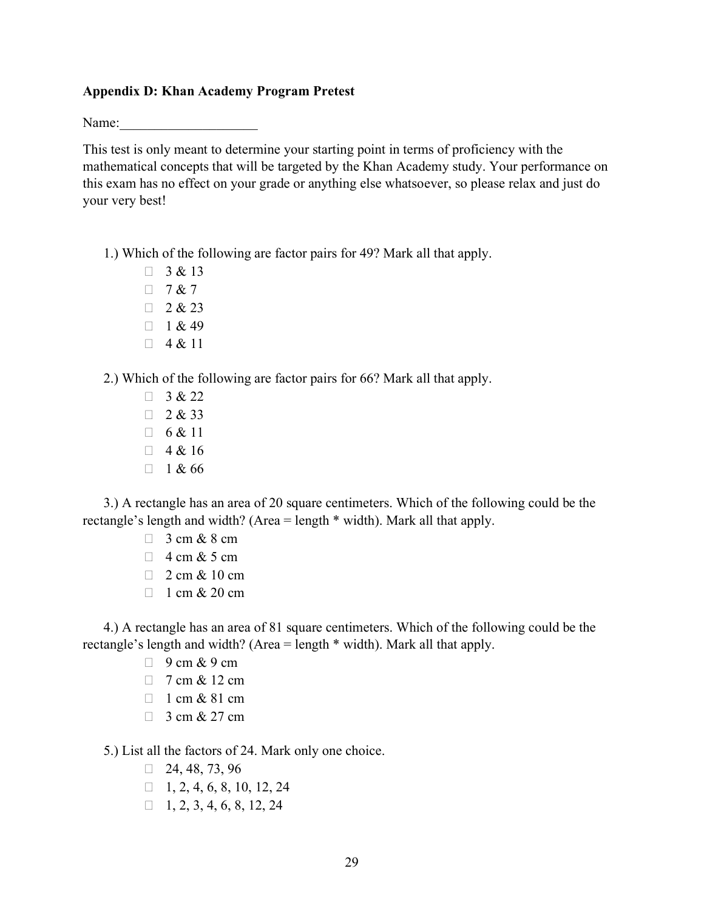**Appendix D: Khan Academy Program Pretest**

Name:____________________

This test is only meant to determine your starting point in terms of proficiency with the mathematical concepts that will be targeted by the Khan Academy study. Your performance on this exam has no effect on your grade or anything else whatsoever, so please relax and just do your very best!

1.) Which of the following are factor pairs for 49? Mark all that apply.

- ☐ 3 & 13
- ☐ 7 & 7
- ☐ 2 & 23
- ☐ 1 & 49
- ☐ 4 & 11

2.) Which of the following are factor pairs for 66? Mark all that apply.

- ☐ 3 & 22
- ☐ 2 & 33
- ☐ 6 & 11
- ☐ 4 & 16
- ☐ 1 & 66

3.) A rectangle has an area of 20 square centimeters. Which of the following could be the rectangle's length and width? (Area = length * width). Mark all that apply.

- ☐ 3 cm & 8 cm
- ☐ 4 cm & 5 cm
- ☐ 2 cm & 10 cm
- ☐ 1 cm & 20 cm

4.) A rectangle has an area of 81 square centimeters. Which of the following could be the rectangle's length and width? (Area = length * width). Mark all that apply.

- ☐ 9 cm & 9 cm
- ☐ 7 cm & 12 cm
- ☐ 1 cm & 81 cm
- ☐ 3 cm & 27 cm

5.) List all the factors of 24. Mark only one choice.

- ☐ 24, 48, 73, 96
- ☐ 1, 2, 4, 6, 8, 10, 12, 24
- ☐ 1, 2, 3, 4, 6, 8, 12, 24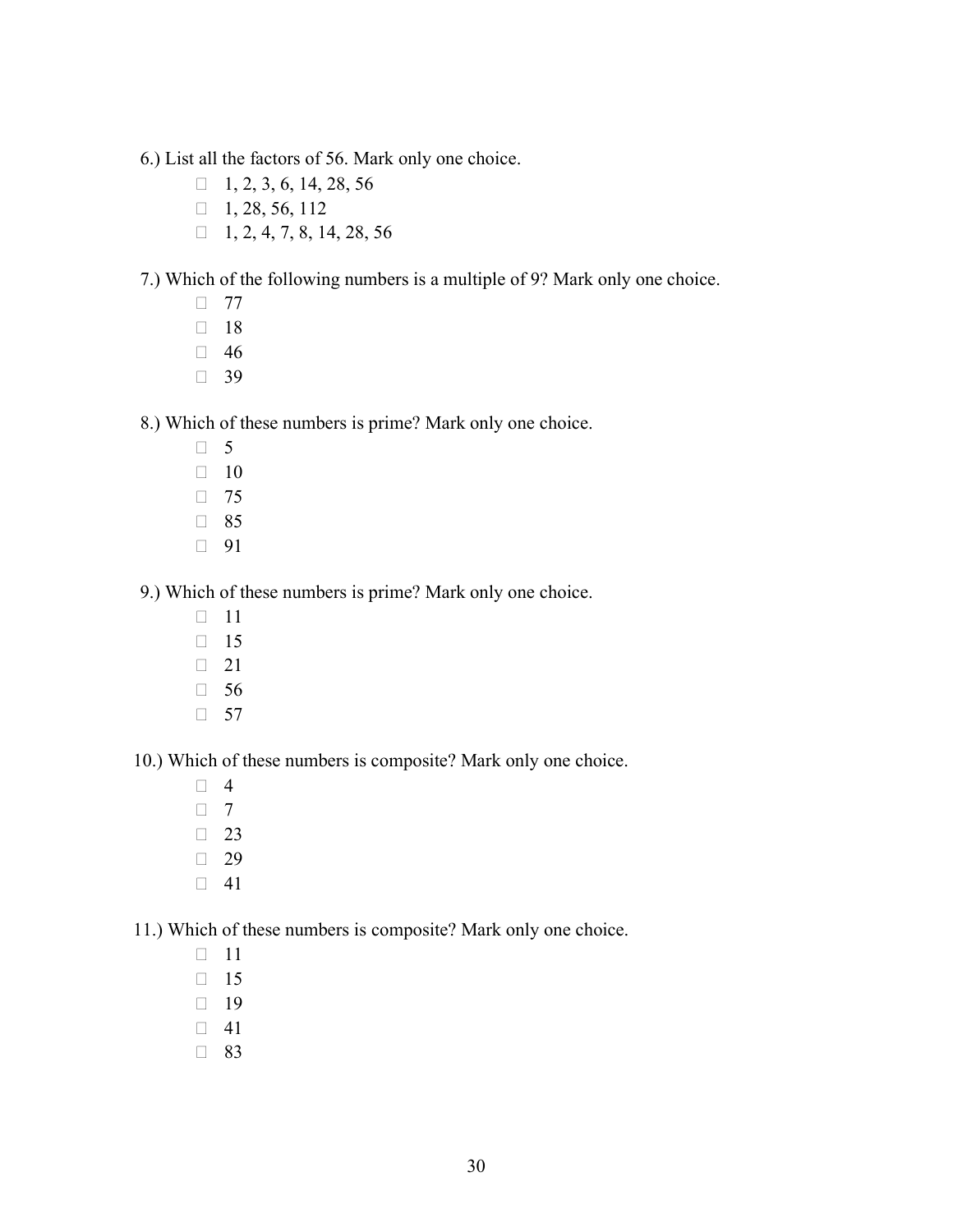6.) List all the factors of 56. Mark only one choice.

- 1, 2, 3, 6, 14, 28, 56
- 1, 28, 56, 112
- 1, 2, 4, 7, 8, 14, 28, 56

7.) Which of the following numbers is a multiple of 9? Mark only one choice.

- 77
- 18
- 46
- 39

8.) Which of these numbers is prime? Mark only one choice.

- 5
- 10
- 75
- 85
- 91

9.) Which of these numbers is prime? Mark only one choice.

- 11
- 15
- 21
- 56
- 57

10.) Which of these numbers is composite? Mark only one choice.

- 4
- 7
- 23
- 29
- 41

11.) Which of these numbers is composite? Mark only one choice.

- 11
- 15
- 19
- 41
- 83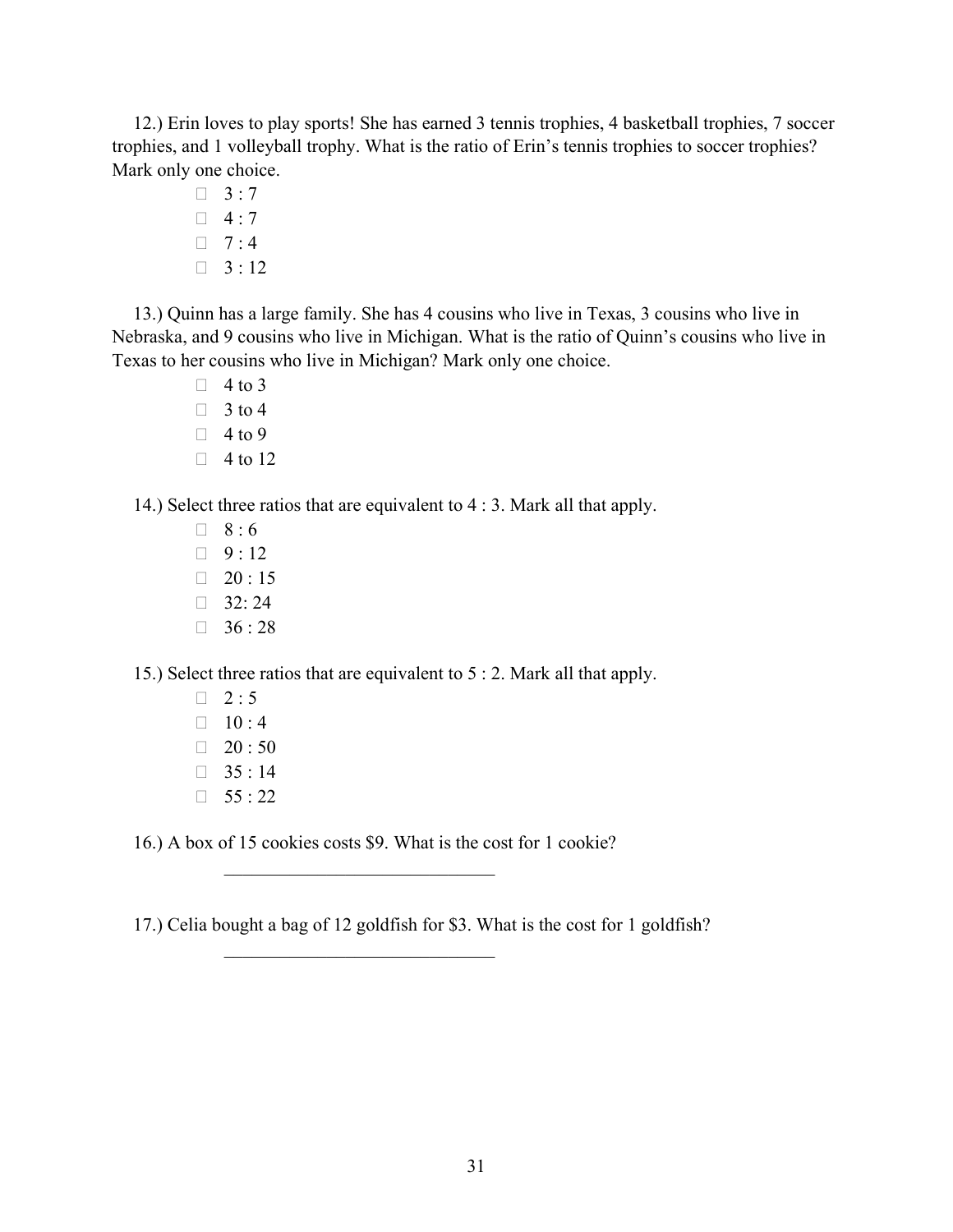12.) Erin loves to play sports! She has earned 3 tennis trophies, 4 basketball trophies, 7 soccer trophies, and 1 volleyball trophy. What is the ratio of Erin's tennis trophies to soccer trophies? Mark only one choice.

- ☐ 3 : 7
- ☐ 4 : 7
- ☐ 7 : 4
- ☐ 3 : 12

13.) Quinn has a large family. She has 4 cousins who live in Texas, 3 cousins who live in Nebraska, and 9 cousins who live in Michigan. What is the ratio of Quinn's cousins who live in Texas to her cousins who live in Michigan? Mark only one choice.

- ☐ 4 to 3
- ☐ 3 to 4
- ☐ 4 to 9
- ☐ 4 to 12

14.) Select three ratios that are equivalent to 4 : 3. Mark all that apply.

- ☐ 8 : 6
- ☐ 9 : 12
- ☐ 20 : 15
- ☐ 32: 24
- ☐ 36 : 28

15.) Select three ratios that are equivalent to 5 : 2. Mark all that apply.

- ☐ 2 : 5
- ☐ 10 : 4
- ☐ 20 : 50
- ☐ 35 : 14
- ☐ 55 : 22

16.) A box of 15 cookies costs $9. What is the cost for 1 cookie?

______________________________

17.) Celia bought a bag of 12 goldfish for $3. What is the cost for 1 goldfish?

______________________________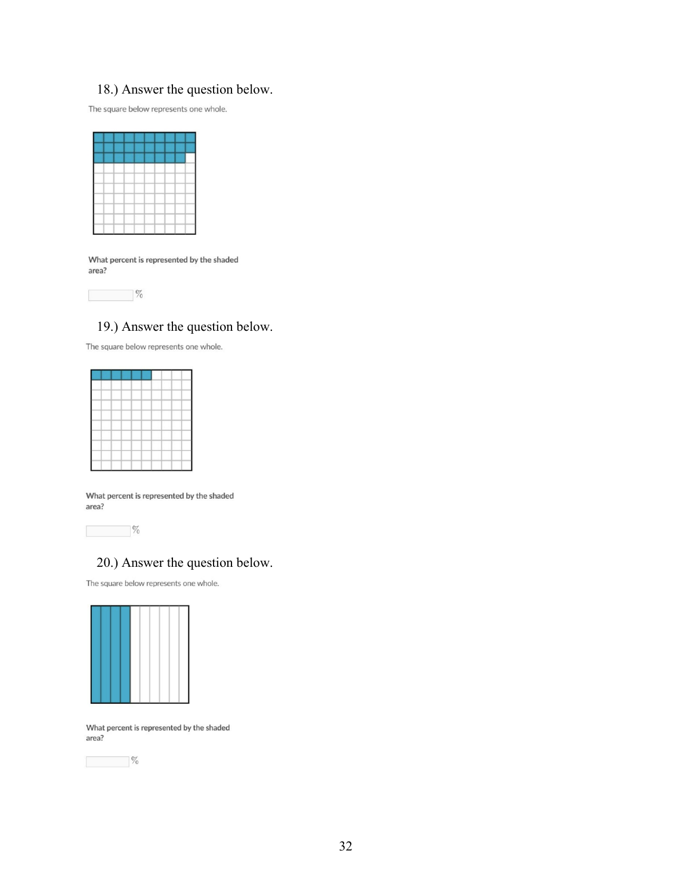18.) Answer the question below.

The square below represents one whole.

What percent is represented by the shaded area?

%

19.) Answer the question below.

The square below represents one whole.

What percent is represented by the shaded area?

%

20.) Answer the question below.

The square below represents one whole.

What percent is represented by the shaded area?

%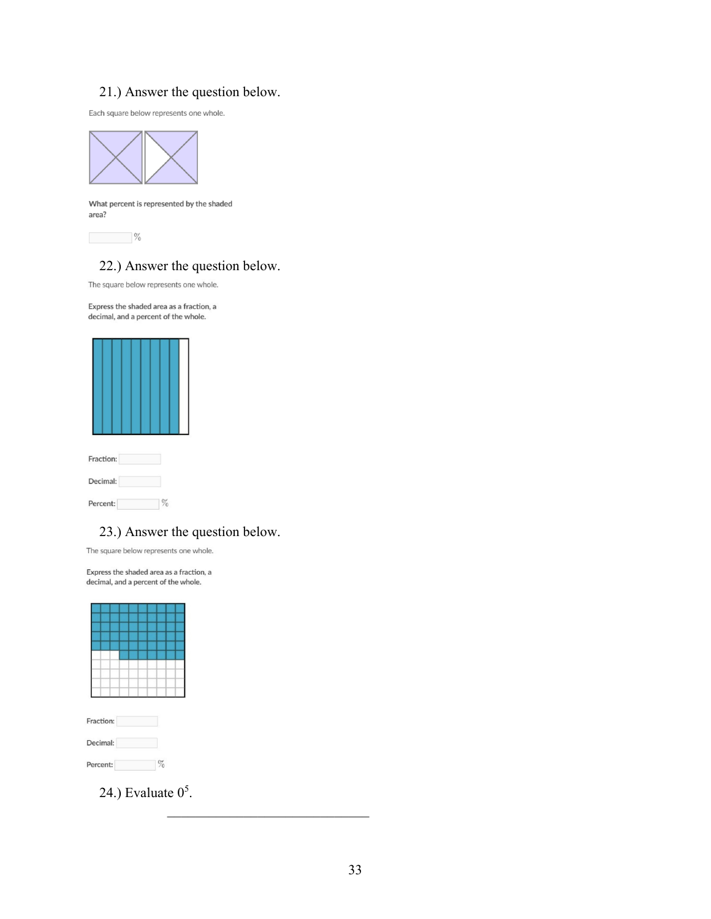21.) Answer the question below.

Each square below represents one whole.

What percent is represented by the shaded area?

_______ %

22.) Answer the question below.

The square below represents one whole.

Express the shaded area as a fraction, a decimal, and a percent of the whole.

Fraction: _______

Decimal: _______

Percent: _______ %

23.) Answer the question below.

The square below represents one whole.

Express the shaded area as a fraction, a decimal, and a percent of the whole.

Fraction: _______

Decimal: _______

Percent: _______ %

24.) Evaluate $0^5$.

_______________________________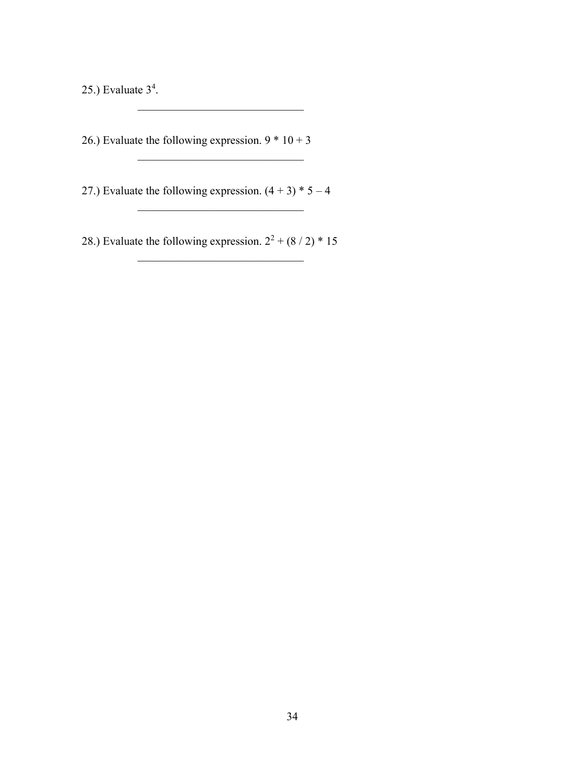25.) Evaluate $3^4$.

______________________________

26.) Evaluate the following expression. 9 * 10 + 3

______________________________

27.) Evaluate the following expression. (4 + 3) * 5 – 4

______________________________

28.) Evaluate the following expression. $2^2$ + (8 / 2) * 15

______________________________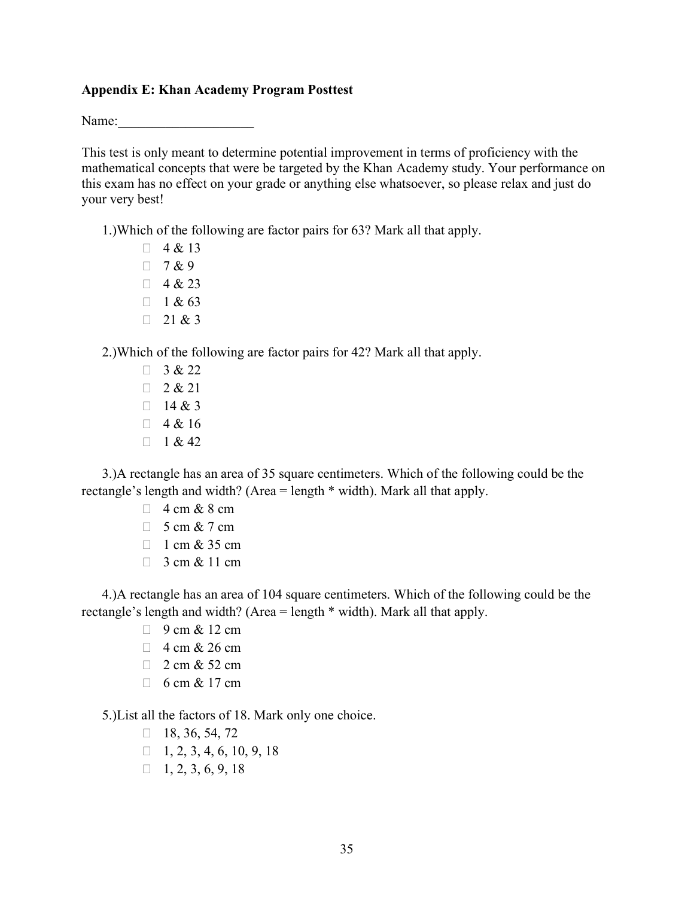**Appendix E: Khan Academy Program Posttest**

Name:____________________

This test is only meant to determine potential improvement in terms of proficiency with the mathematical concepts that were be targeted by the Khan Academy study. Your performance on this exam has no effect on your grade or anything else whatsoever, so please relax and just do your very best!

1.)Which of the following are factor pairs for 63? Mark all that apply.

- 4 & 13
- 7 & 9
- 4 & 23
- 1 & 63
- 21 & 3

2.)Which of the following are factor pairs for 42? Mark all that apply.

- 3 & 22
- 2 & 21
- 14 & 3
- 4 & 16
- 1 & 42

3.)A rectangle has an area of 35 square centimeters. Which of the following could be the rectangle's length and width? (Area = length * width). Mark all that apply.

- 4 cm & 8 cm
- 5 cm & 7 cm
- 1 cm & 35 cm
- 3 cm & 11 cm

4.)A rectangle has an area of 104 square centimeters. Which of the following could be the rectangle's length and width? (Area = length * width). Mark all that apply.

- 9 cm & 12 cm
- 4 cm & 26 cm
- 2 cm & 52 cm
- 6 cm & 17 cm

5.)List all the factors of 18. Mark only one choice.

- 18, 36, 54, 72
- 1, 2, 3, 4, 6, 10, 9, 18
- 1, 2, 3, 6, 9, 18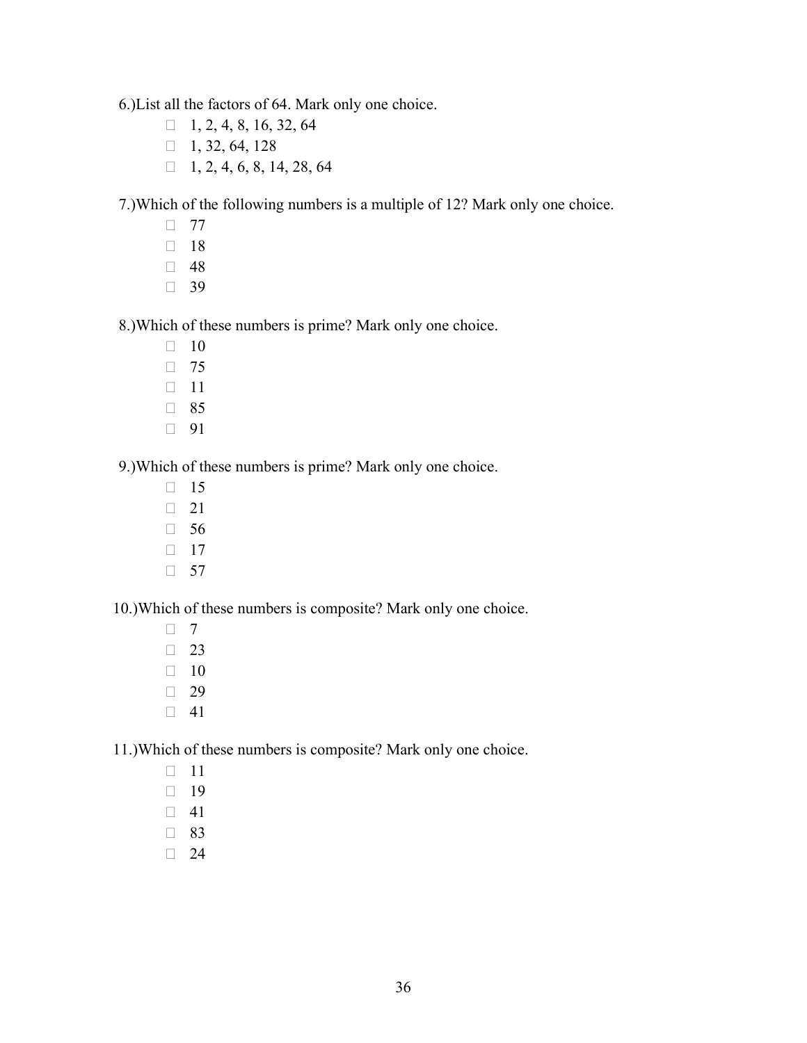6.)List all the factors of 64. Mark only one choice.

- 1, 2, 4, 8, 16, 32, 64
- 1, 32, 64, 128
- 1, 2, 4, 6, 8, 14, 28, 64

7.)Which of the following numbers is a multiple of 12? Mark only one choice.

- 77
- 18
- 48
- 39

8.)Which of these numbers is prime? Mark only one choice.

- 10
- 75
- 11
- 85
- 91

9.)Which of these numbers is prime? Mark only one choice.

- 15
- 21
- 56
- 17
- 57

10.)Which of these numbers is composite? Mark only one choice.

- 7
- 23
- 10
- 29
- 41

11.)Which of these numbers is composite? Mark only one choice.

- 11
- 19
- 41
- 83
- 24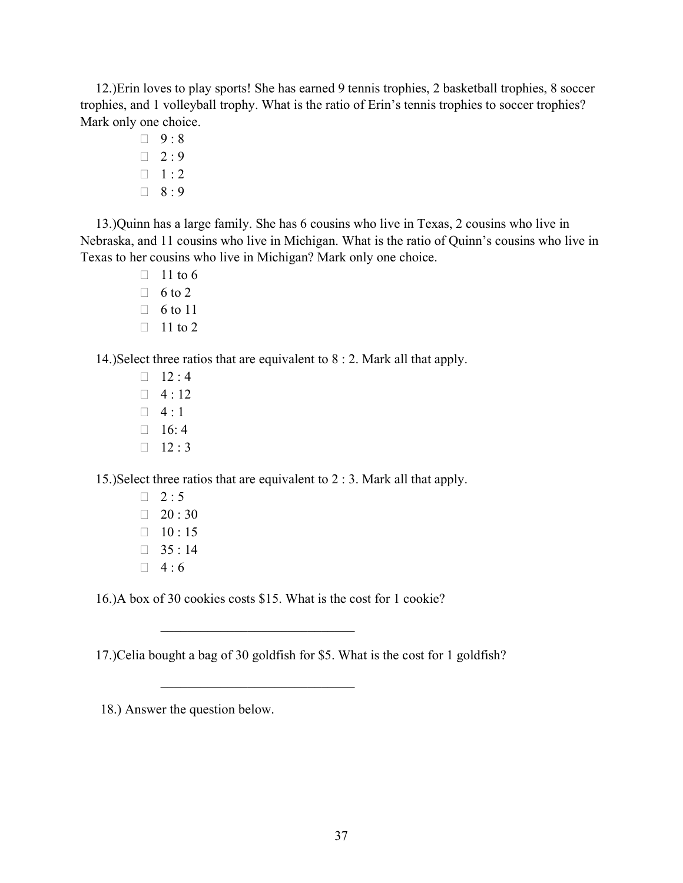12.)Erin loves to play sports! She has earned 9 tennis trophies, 2 basketball trophies, 8 soccer trophies, and 1 volleyball trophy. What is the ratio of Erin's tennis trophies to soccer trophies? Mark only one choice.

- ☐ 9 : 8
- ☐ 2 : 9
- ☐ 1 : 2
- ☐ 8 : 9

13.)Quinn has a large family. She has 6 cousins who live in Texas, 2 cousins who live in Nebraska, and 11 cousins who live in Michigan. What is the ratio of Quinn's cousins who live in Texas to her cousins who live in Michigan? Mark only one choice.

- ☐ 11 to 6
- ☐ 6 to 2
- ☐ 6 to 11
- ☐ 11 to 2

14.)Select three ratios that are equivalent to 8 : 2. Mark all that apply.

- ☐ 12 : 4
- ☐ 4 : 12
- ☐ 4 : 1
- ☐ 16: 4
- ☐ 12 : 3

15.)Select three ratios that are equivalent to 2 : 3. Mark all that apply.

- ☐ 2 : 5
- ☐ 20 : 30
- ☐ 10 : 15
- ☐ 35 : 14
- ☐ 4 : 6

16.)A box of 30 cookies costs $15. What is the cost for 1 cookie?

______________________________

17.)Celia bought a bag of 30 goldfish for $5. What is the cost for 1 goldfish?

______________________________

18.) Answer the question below.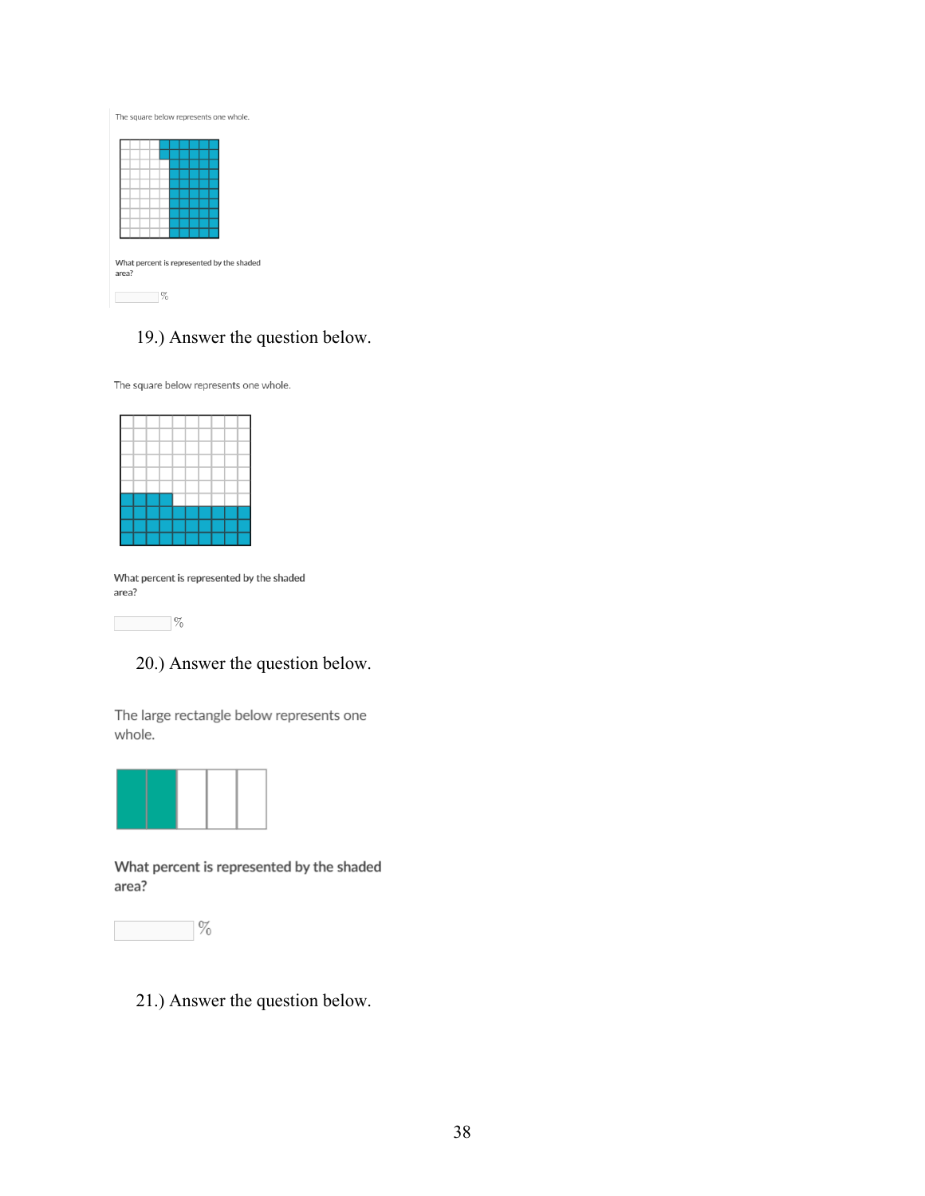The square below represents one whole.

What percent is represented by the shaded area?

%

19.) Answer the question below.

The square below represents one whole.

What percent is represented by the shaded area?

%

20.) Answer the question below.

The large rectangle below represents one whole.

What percent is represented by the shaded area?

%

21.) Answer the question below.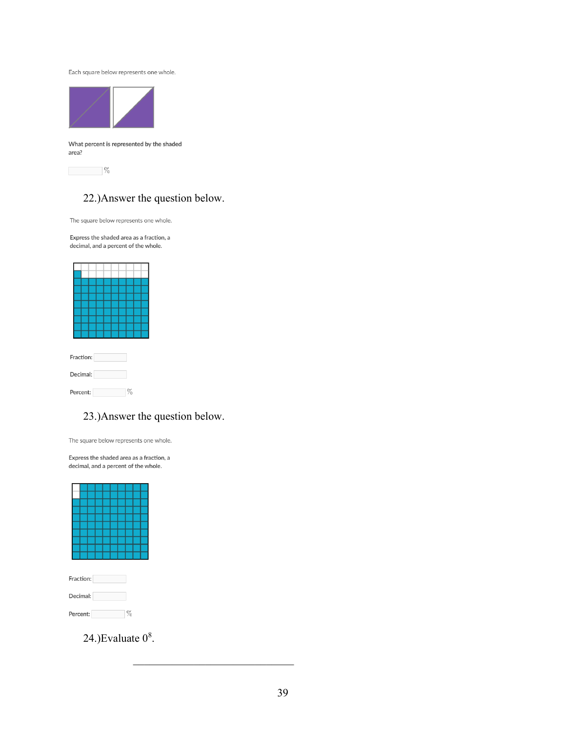Each square below represents one whole.

What percent is represented by the shaded area?

______ %

22.)Answer the question below.

The square below represents one whole.

Express the shaded area as a fraction, a decimal, and a percent of the whole.

Fraction: ______

Decimal: ______

Percent: ______ %

23.)Answer the question below.

The square below represents one whole.

Express the shaded area as a fraction, a decimal, and a percent of the whole.

Fraction: ______

Decimal: ______

Percent: ______ %

24.)Evaluate $0^8$.

______________________________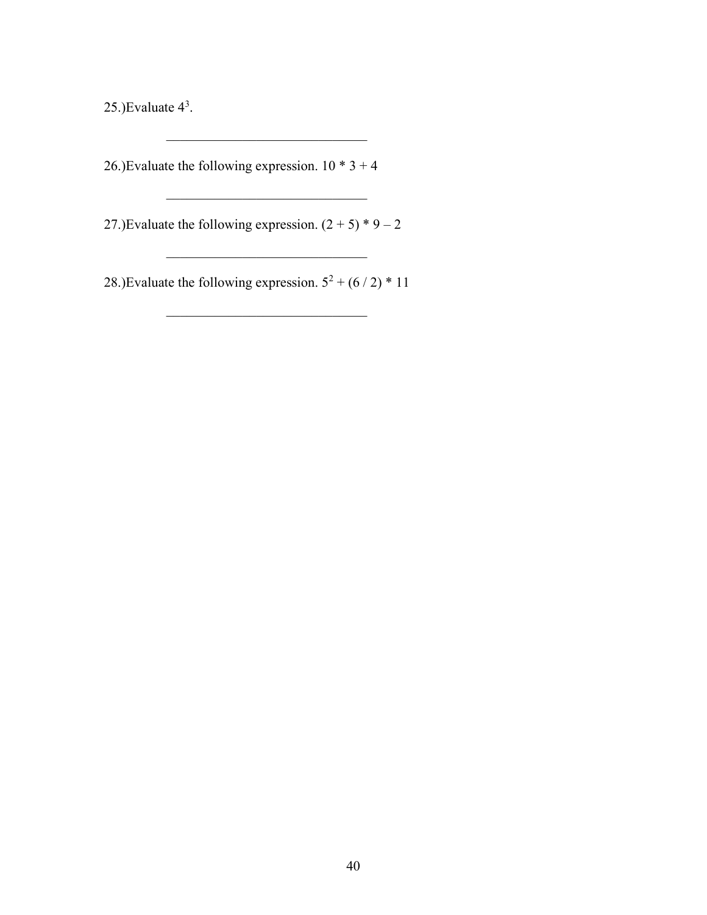25.)Evaluate $4^3$.

______________________________

26.)Evaluate the following expression. 10 * 3 + 4

______________________________

27.)Evaluate the following expression. (2 + 5) * 9 – 2

______________________________

28.)Evaluate the following expression. $5^2$ + (6 / 2) * 11

______________________________